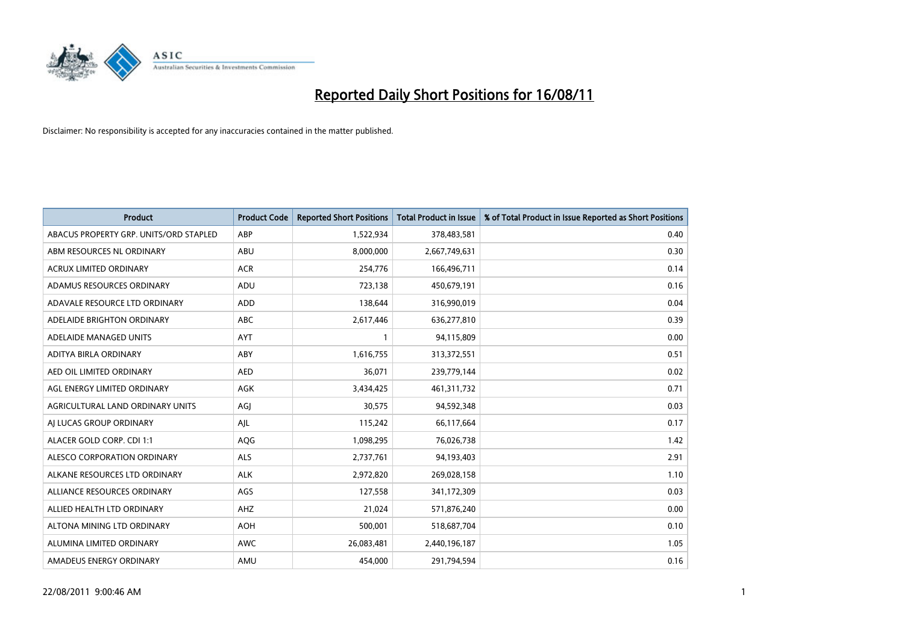# Reported Daily Short Positions for 16/08/11

Disclaimer: No responsibility is accepted for any inaccuracies contained in the matter published.

| Product | Product Code | Reported Short Positions | Total Product in Issue | % of Total Product in Issue Reported as Short Positions |
|---|---|---|---|---|
| ABACUS PROPERTY GRP. UNITS/ORD STAPLED | ABP | 1,522,934 | 378,483,581 | 0.40 |
| ABM RESOURCES NL ORDINARY | ABU | 8,000,000 | 2,667,749,631 | 0.30 |
| ACRUX LIMITED ORDINARY | ACR | 254,776 | 166,496,711 | 0.14 |
| ADAMUS RESOURCES ORDINARY | ADU | 723,138 | 450,679,191 | 0.16 |
| ADAVALE RESOURCE LTD ORDINARY | ADD | 138,644 | 316,990,019 | 0.04 |
| ADELAIDE BRIGHTON ORDINARY | ABC | 2,617,446 | 636,277,810 | 0.39 |
| ADELAIDE MANAGED UNITS | AYT | 1 | 94,115,809 | 0.00 |
| ADITYA BIRLA ORDINARY | ABY | 1,616,755 | 313,372,551 | 0.51 |
| AED OIL LIMITED ORDINARY | AED | 36,071 | 239,779,144 | 0.02 |
| AGL ENERGY LIMITED ORDINARY | AGK | 3,434,425 | 461,311,732 | 0.71 |
| AGRICULTURAL LAND ORDINARY UNITS | AGJ | 30,575 | 94,592,348 | 0.03 |
| AJ LUCAS GROUP ORDINARY | AJL | 115,242 | 66,117,664 | 0.17 |
| ALACER GOLD CORP. CDI 1:1 | AQG | 1,098,295 | 76,026,738 | 1.42 |
| ALESCO CORPORATION ORDINARY | ALS | 2,737,761 | 94,193,403 | 2.91 |
| ALKANE RESOURCES LTD ORDINARY | ALK | 2,972,820 | 269,028,158 | 1.10 |
| ALLIANCE RESOURCES ORDINARY | AGS | 127,558 | 341,172,309 | 0.03 |
| ALLIED HEALTH LTD ORDINARY | AHZ | 21,024 | 571,876,240 | 0.00 |
| ALTONA MINING LTD ORDINARY | AOH | 500,001 | 518,687,704 | 0.10 |
| ALUMINA LIMITED ORDINARY | AWC | 26,083,481 | 2,440,196,187 | 1.05 |
| AMADEUS ENERGY ORDINARY | AMU | 454,000 | 291,794,594 | 0.16 |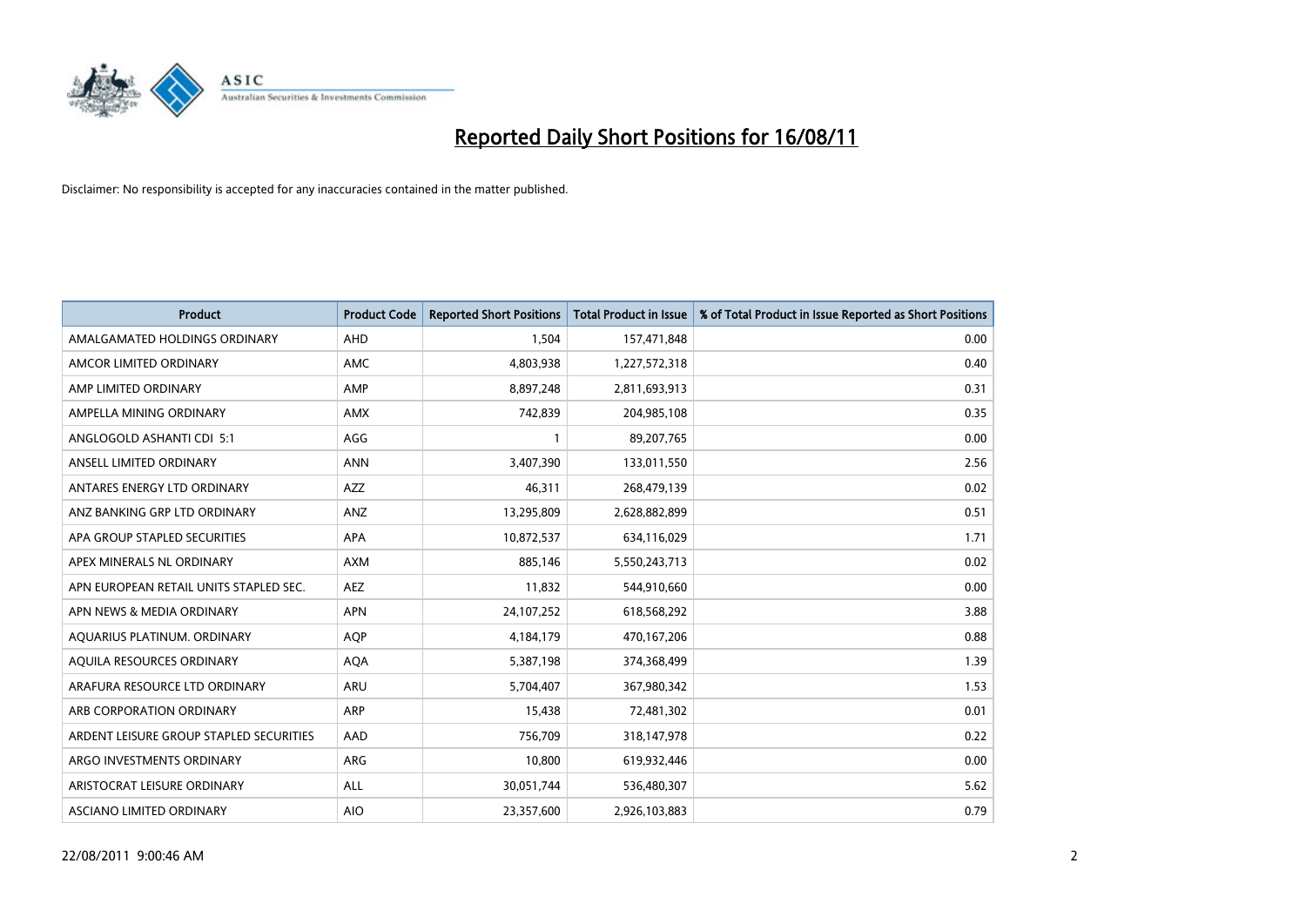# Reported Daily Short Positions for 16/08/11

Disclaimer: No responsibility is accepted for any inaccuracies contained in the matter published.

| Product | Product Code | Reported Short Positions | Total Product in Issue | % of Total Product in Issue Reported as Short Positions |
|---|---|---|---|---|
| AMALGAMATED HOLDINGS ORDINARY | AHD | 1,504 | 157,471,848 | 0.00 |
| AMCOR LIMITED ORDINARY | AMC | 4,803,938 | 1,227,572,318 | 0.40 |
| AMP LIMITED ORDINARY | AMP | 8,897,248 | 2,811,693,913 | 0.31 |
| AMPELLA MINING ORDINARY | AMX | 742,839 | 204,985,108 | 0.35 |
| ANGLOGOLD ASHANTI CDI 5:1 | AGG | 1 | 89,207,765 | 0.00 |
| ANSELL LIMITED ORDINARY | ANN | 3,407,390 | 133,011,550 | 2.56 |
| ANTARES ENERGY LTD ORDINARY | AZZ | 46,311 | 268,479,139 | 0.02 |
| ANZ BANKING GRP LTD ORDINARY | ANZ | 13,295,809 | 2,628,882,899 | 0.51 |
| APA GROUP STAPLED SECURITIES | APA | 10,872,537 | 634,116,029 | 1.71 |
| APEX MINERALS NL ORDINARY | AXM | 885,146 | 5,550,243,713 | 0.02 |
| APN EUROPEAN RETAIL UNITS STAPLED SEC. | AEZ | 11,832 | 544,910,660 | 0.00 |
| APN NEWS & MEDIA ORDINARY | APN | 24,107,252 | 618,568,292 | 3.88 |
| AQUARIUS PLATINUM. ORDINARY | AQP | 4,184,179 | 470,167,206 | 0.88 |
| AQUILA RESOURCES ORDINARY | AQA | 5,387,198 | 374,368,499 | 1.39 |
| ARAFURA RESOURCE LTD ORDINARY | ARU | 5,704,407 | 367,980,342 | 1.53 |
| ARB CORPORATION ORDINARY | ARP | 15,438 | 72,481,302 | 0.01 |
| ARDENT LEISURE GROUP STAPLED SECURITIES | AAD | 756,709 | 318,147,978 | 0.22 |
| ARGO INVESTMENTS ORDINARY | ARG | 10,800 | 619,932,446 | 0.00 |
| ARISTOCRAT LEISURE ORDINARY | ALL | 30,051,744 | 536,480,307 | 5.62 |
| ASCIANO LIMITED ORDINARY | AIO | 23,357,600 | 2,926,103,883 | 0.79 |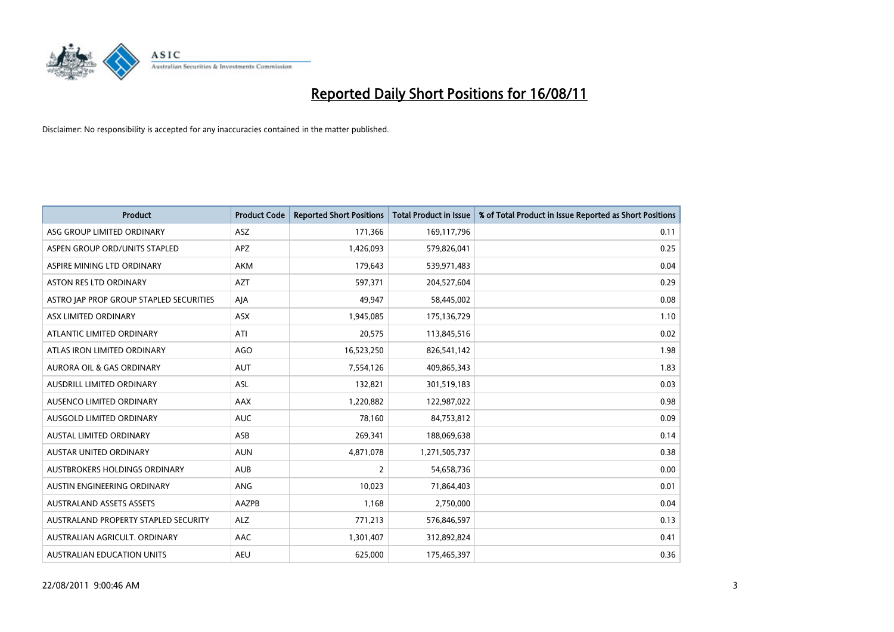# Reported Daily Short Positions for 16/08/11

Disclaimer: No responsibility is accepted for any inaccuracies contained in the matter published.

| Product | Product Code | Reported Short Positions | Total Product in Issue | % of Total Product in Issue Reported as Short Positions |
|---|---|---|---|---|
| ASG GROUP LIMITED ORDINARY | ASZ | 171,366 | 169,117,796 | 0.11 |
| ASPEN GROUP ORD/UNITS STAPLED | APZ | 1,426,093 | 579,826,041 | 0.25 |
| ASPIRE MINING LTD ORDINARY | AKM | 179,643 | 539,971,483 | 0.04 |
| ASTON RES LTD ORDINARY | AZT | 597,371 | 204,527,604 | 0.29 |
| ASTRO JAP PROP GROUP STAPLED SECURITIES | AJA | 49,947 | 58,445,002 | 0.08 |
| ASX LIMITED ORDINARY | ASX | 1,945,085 | 175,136,729 | 1.10 |
| ATLANTIC LIMITED ORDINARY | ATI | 20,575 | 113,845,516 | 0.02 |
| ATLAS IRON LIMITED ORDINARY | AGO | 16,523,250 | 826,541,142 | 1.98 |
| AURORA OIL & GAS ORDINARY | AUT | 7,554,126 | 409,865,343 | 1.83 |
| AUSDRILL LIMITED ORDINARY | ASL | 132,821 | 301,519,183 | 0.03 |
| AUSENCO LIMITED ORDINARY | AAX | 1,220,882 | 122,987,022 | 0.98 |
| AUSGOLD LIMITED ORDINARY | AUC | 78,160 | 84,753,812 | 0.09 |
| AUSTAL LIMITED ORDINARY | ASB | 269,341 | 188,069,638 | 0.14 |
| AUSTAR UNITED ORDINARY | AUN | 4,871,078 | 1,271,505,737 | 0.38 |
| AUSTBROKERS HOLDINGS ORDINARY | AUB | 2 | 54,658,736 | 0.00 |
| AUSTIN ENGINEERING ORDINARY | ANG | 10,023 | 71,864,403 | 0.01 |
| AUSTRALAND ASSETS ASSETS | AAZPB | 1,168 | 2,750,000 | 0.04 |
| AUSTRALAND PROPERTY STAPLED SECURITY | ALZ | 771,213 | 576,846,597 | 0.13 |
| AUSTRALIAN AGRICULT. ORDINARY | AAC | 1,301,407 | 312,892,824 | 0.41 |
| AUSTRALIAN EDUCATION UNITS | AEU | 625,000 | 175,465,397 | 0.36 |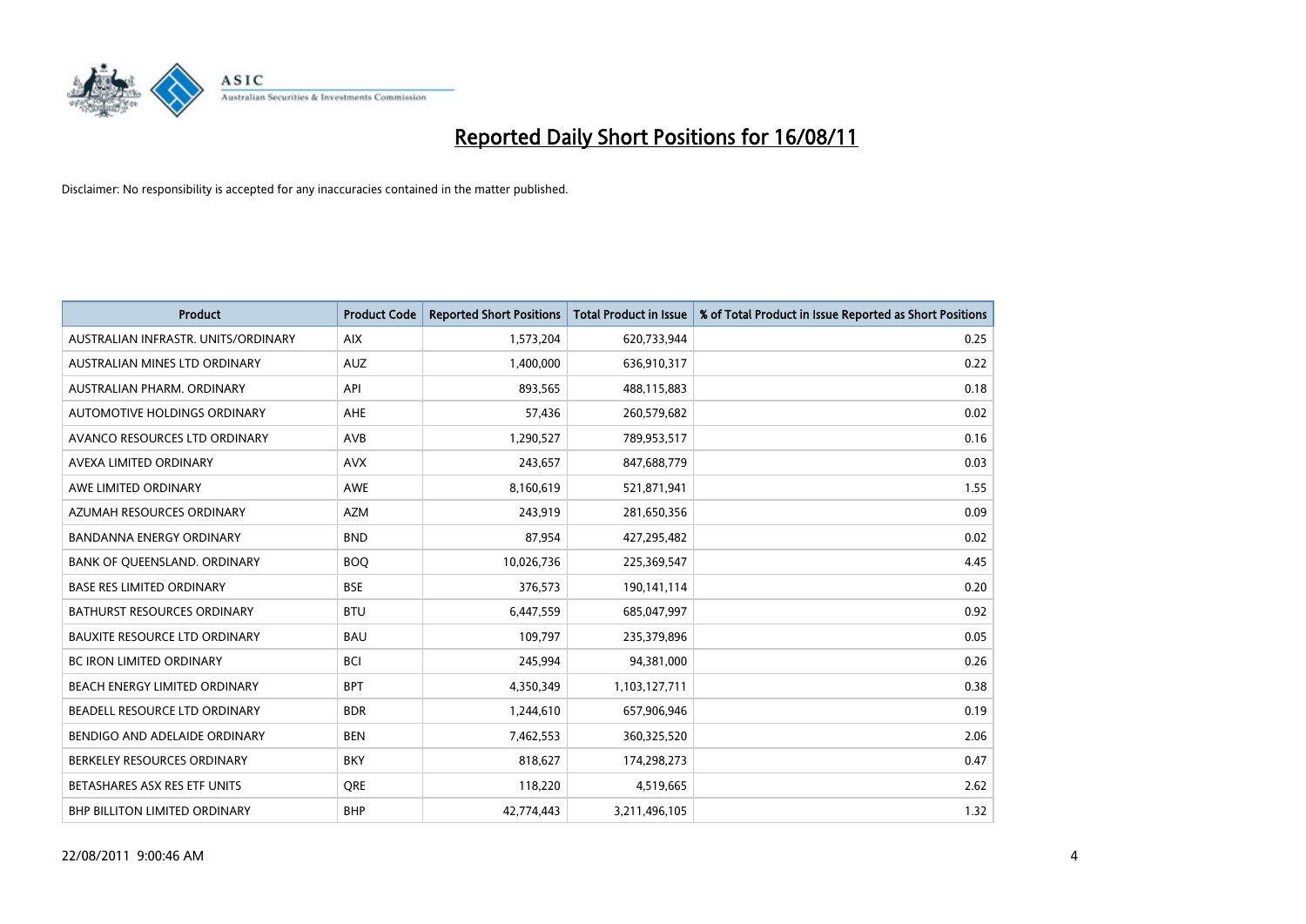# Reported Daily Short Positions for 16/08/11

Disclaimer: No responsibility is accepted for any inaccuracies contained in the matter published.

| Product | Product Code | Reported Short Positions | Total Product in Issue | % of Total Product in Issue Reported as Short Positions |
|---|---|---|---|---|
| AUSTRALIAN INFRASTR. UNITS/ORDINARY | AIX | 1,573,204 | 620,733,944 | 0.25 |
| AUSTRALIAN MINES LTD ORDINARY | AUZ | 1,400,000 | 636,910,317 | 0.22 |
| AUSTRALIAN PHARM. ORDINARY | API | 893,565 | 488,115,883 | 0.18 |
| AUTOMOTIVE HOLDINGS ORDINARY | AHE | 57,436 | 260,579,682 | 0.02 |
| AVANCO RESOURCES LTD ORDINARY | AVB | 1,290,527 | 789,953,517 | 0.16 |
| AVEXA LIMITED ORDINARY | AVX | 243,657 | 847,688,779 | 0.03 |
| AWE LIMITED ORDINARY | AWE | 8,160,619 | 521,871,941 | 1.55 |
| AZUMAH RESOURCES ORDINARY | AZM | 243,919 | 281,650,356 | 0.09 |
| BANDANNA ENERGY ORDINARY | BND | 87,954 | 427,295,482 | 0.02 |
| BANK OF QUEENSLAND. ORDINARY | BOQ | 10,026,736 | 225,369,547 | 4.45 |
| BASE RES LIMITED ORDINARY | BSE | 376,573 | 190,141,114 | 0.20 |
| BATHURST RESOURCES ORDINARY | BTU | 6,447,559 | 685,047,997 | 0.92 |
| BAUXITE RESOURCE LTD ORDINARY | BAU | 109,797 | 235,379,896 | 0.05 |
| BC IRON LIMITED ORDINARY | BCI | 245,994 | 94,381,000 | 0.26 |
| BEACH ENERGY LIMITED ORDINARY | BPT | 4,350,349 | 1,103,127,711 | 0.38 |
| BEADELL RESOURCE LTD ORDINARY | BDR | 1,244,610 | 657,906,946 | 0.19 |
| BENDIGO AND ADELAIDE ORDINARY | BEN | 7,462,553 | 360,325,520 | 2.06 |
| BERKELEY RESOURCES ORDINARY | BKY | 818,627 | 174,298,273 | 0.47 |
| BETASHARES ASX RES ETF UNITS | QRE | 118,220 | 4,519,665 | 2.62 |
| BHP BILLITON LIMITED ORDINARY | BHP | 42,774,443 | 3,211,496,105 | 1.32 |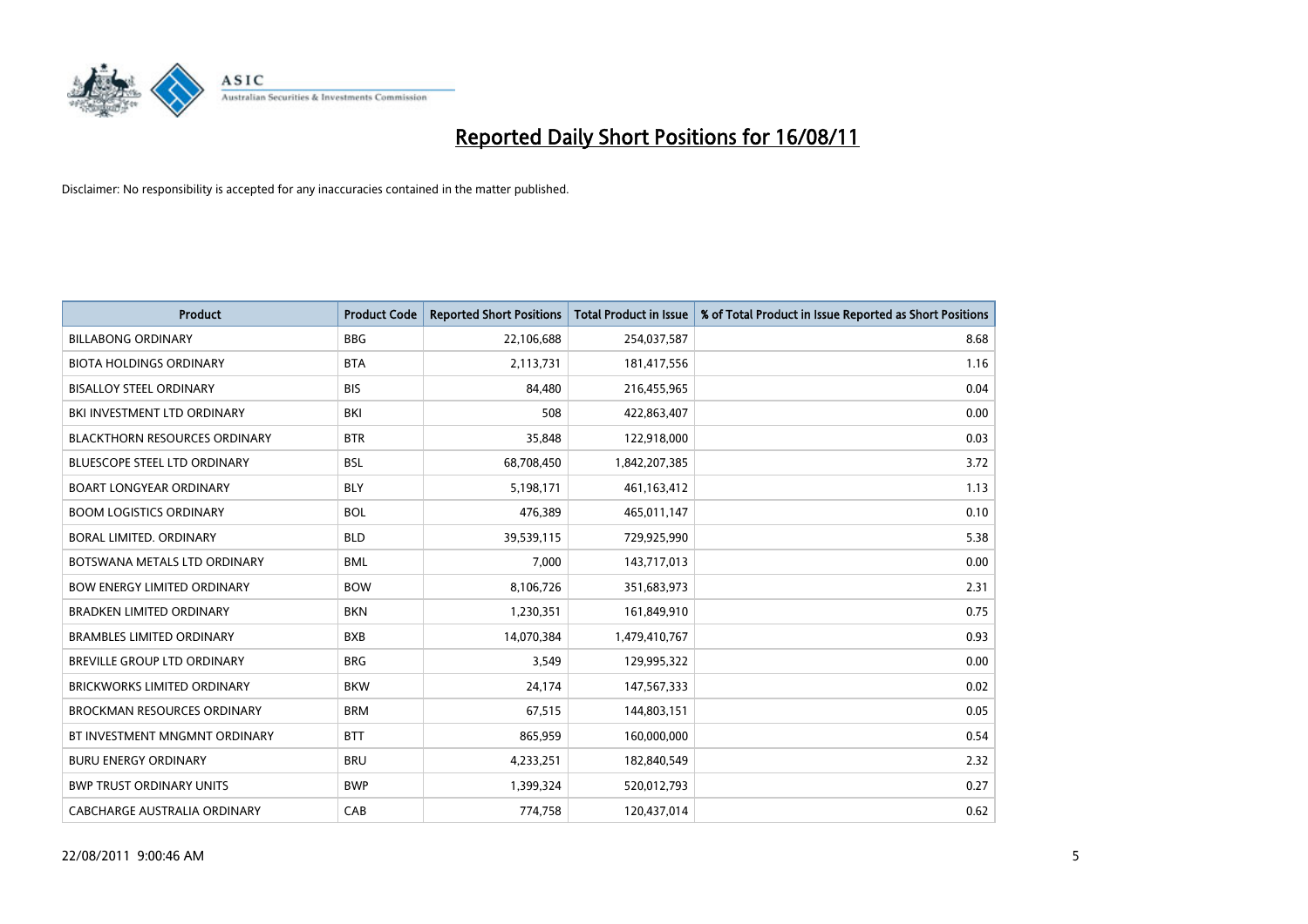# Reported Daily Short Positions for 16/08/11

Disclaimer: No responsibility is accepted for any inaccuracies contained in the matter published.

| Product | Product Code | Reported Short Positions | Total Product in Issue | % of Total Product in Issue Reported as Short Positions |
|---|---|---|---|---|
| BILLABONG ORDINARY | BBG | 22,106,688 | 254,037,587 | 8.68 |
| BIOTA HOLDINGS ORDINARY | BTA | 2,113,731 | 181,417,556 | 1.16 |
| BISALLOY STEEL ORDINARY | BIS | 84,480 | 216,455,965 | 0.04 |
| BKI INVESTMENT LTD ORDINARY | BKI | 508 | 422,863,407 | 0.00 |
| BLACKTHORN RESOURCES ORDINARY | BTR | 35,848 | 122,918,000 | 0.03 |
| BLUESCOPE STEEL LTD ORDINARY | BSL | 68,708,450 | 1,842,207,385 | 3.72 |
| BOART LONGYEAR ORDINARY | BLY | 5,198,171 | 461,163,412 | 1.13 |
| BOOM LOGISTICS ORDINARY | BOL | 476,389 | 465,011,147 | 0.10 |
| BORAL LIMITED. ORDINARY | BLD | 39,539,115 | 729,925,990 | 5.38 |
| BOTSWANA METALS LTD ORDINARY | BML | 7,000 | 143,717,013 | 0.00 |
| BOW ENERGY LIMITED ORDINARY | BOW | 8,106,726 | 351,683,973 | 2.31 |
| BRADKEN LIMITED ORDINARY | BKN | 1,230,351 | 161,849,910 | 0.75 |
| BRAMBLES LIMITED ORDINARY | BXB | 14,070,384 | 1,479,410,767 | 0.93 |
| BREVILLE GROUP LTD ORDINARY | BRG | 3,549 | 129,995,322 | 0.00 |
| BRICKWORKS LIMITED ORDINARY | BKW | 24,174 | 147,567,333 | 0.02 |
| BROCKMAN RESOURCES ORDINARY | BRM | 67,515 | 144,803,151 | 0.05 |
| BT INVESTMENT MNGMNT ORDINARY | BTT | 865,959 | 160,000,000 | 0.54 |
| BURU ENERGY ORDINARY | BRU | 4,233,251 | 182,840,549 | 2.32 |
| BWP TRUST ORDINARY UNITS | BWP | 1,399,324 | 520,012,793 | 0.27 |
| CABCHARGE AUSTRALIA ORDINARY | CAB | 774,758 | 120,437,014 | 0.62 |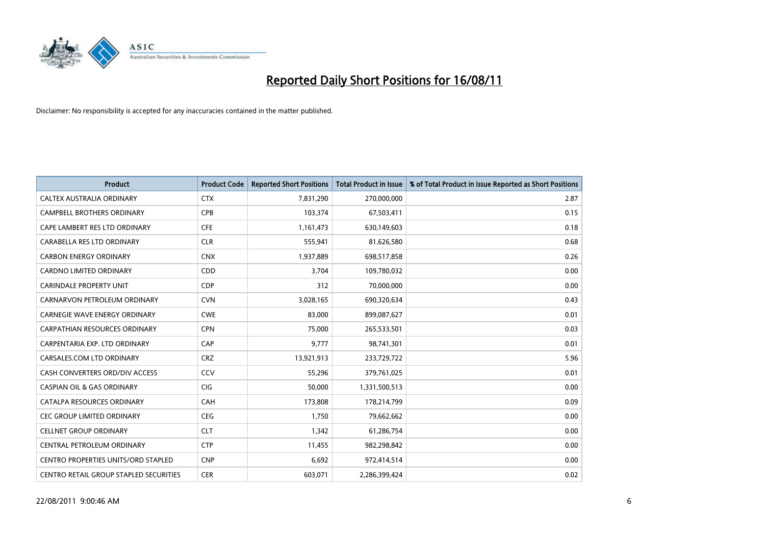# Reported Daily Short Positions for 16/08/11

Disclaimer: No responsibility is accepted for any inaccuracies contained in the matter published.

| Product | Product Code | Reported Short Positions | Total Product in Issue | % of Total Product in Issue Reported as Short Positions |
|---|---|---|---|---|
| CALTEX AUSTRALIA ORDINARY | CTX | 7,831,290 | 270,000,000 | 2.87 |
| CAMPBELL BROTHERS ORDINARY | CPB | 103,374 | 67,503,411 | 0.15 |
| CAPE LAMBERT RES LTD ORDINARY | CFE | 1,161,473 | 630,149,603 | 0.18 |
| CARABELLA RES LTD ORDINARY | CLR | 555,941 | 81,626,580 | 0.68 |
| CARBON ENERGY ORDINARY | CNX | 1,937,889 | 698,517,858 | 0.26 |
| CARDNO LIMITED ORDINARY | CDD | 3,704 | 109,780,032 | 0.00 |
| CARINDALE PROPERTY UNIT | CDP | 312 | 70,000,000 | 0.00 |
| CARNARVON PETROLEUM ORDINARY | CVN | 3,028,165 | 690,320,634 | 0.43 |
| CARNEGIE WAVE ENERGY ORDINARY | CWE | 83,000 | 899,087,627 | 0.01 |
| CARPATHIAN RESOURCES ORDINARY | CPN | 75,000 | 265,533,501 | 0.03 |
| CARPENTARIA EXP. LTD ORDINARY | CAP | 9,777 | 98,741,301 | 0.01 |
| CARSALES.COM LTD ORDINARY | CRZ | 13,921,913 | 233,729,722 | 5.96 |
| CASH CONVERTERS ORD/DIV ACCESS | CCV | 55,296 | 379,761,025 | 0.01 |
| CASPIAN OIL & GAS ORDINARY | CIG | 50,000 | 1,331,500,513 | 0.00 |
| CATALPA RESOURCES ORDINARY | CAH | 173,808 | 178,214,799 | 0.09 |
| CEC GROUP LIMITED ORDINARY | CEG | 1,750 | 79,662,662 | 0.00 |
| CELLNET GROUP ORDINARY | CLT | 1,342 | 61,286,754 | 0.00 |
| CENTRAL PETROLEUM ORDINARY | CTP | 11,455 | 982,298,842 | 0.00 |
| CENTRO PROPERTIES UNITS/ORD STAPLED | CNP | 6,692 | 972,414,514 | 0.00 |
| CENTRO RETAIL GROUP STAPLED SECURITIES | CER | 603,071 | 2,286,399,424 | 0.02 |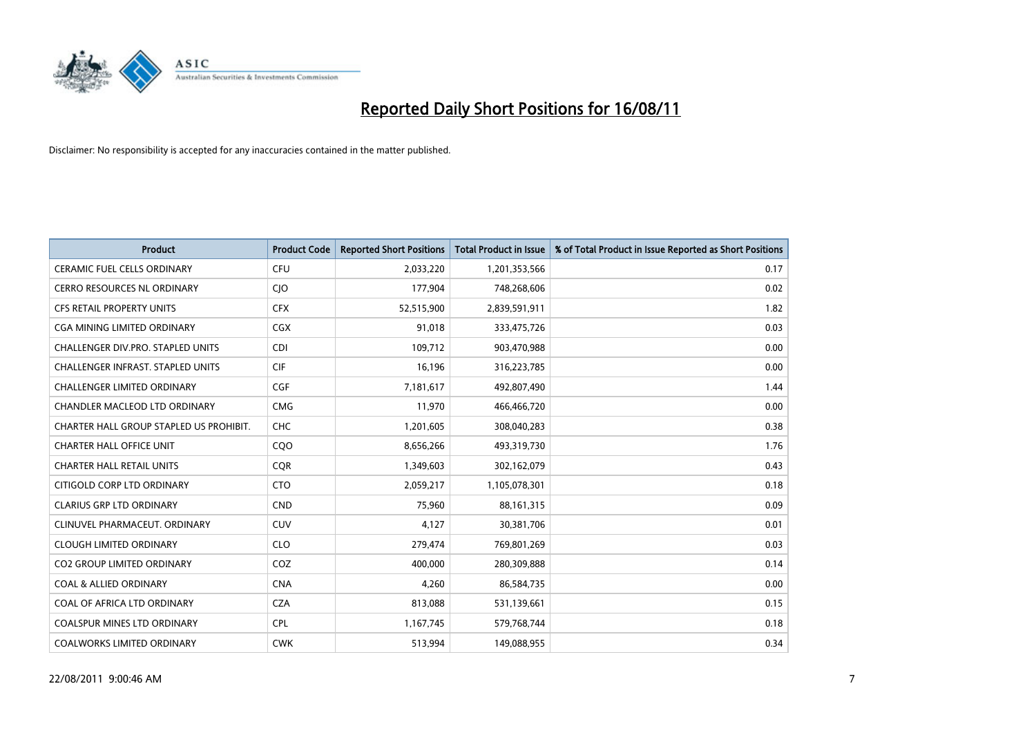# Reported Daily Short Positions for 16/08/11

Disclaimer: No responsibility is accepted for any inaccuracies contained in the matter published.

| Product | Product Code | Reported Short Positions | Total Product in Issue | % of Total Product in Issue Reported as Short Positions |
|---|---|---|---|---|
| CERAMIC FUEL CELLS ORDINARY | CFU | 2,033,220 | 1,201,353,566 | 0.17 |
| CERRO RESOURCES NL ORDINARY | CJO | 177,904 | 748,268,606 | 0.02 |
| CFS RETAIL PROPERTY UNITS | CFX | 52,515,900 | 2,839,591,911 | 1.82 |
| CGA MINING LIMITED ORDINARY | CGX | 91,018 | 333,475,726 | 0.03 |
| CHALLENGER DIV.PRO. STAPLED UNITS | CDI | 109,712 | 903,470,988 | 0.00 |
| CHALLENGER INFRAST. STAPLED UNITS | CIF | 16,196 | 316,223,785 | 0.00 |
| CHALLENGER LIMITED ORDINARY | CGF | 7,181,617 | 492,807,490 | 1.44 |
| CHANDLER MACLEOD LTD ORDINARY | CMG | 11,970 | 466,466,720 | 0.00 |
| CHARTER HALL GROUP STAPLED US PROHIBIT. | CHC | 1,201,605 | 308,040,283 | 0.38 |
| CHARTER HALL OFFICE UNIT | CQO | 8,656,266 | 493,319,730 | 1.76 |
| CHARTER HALL RETAIL UNITS | CQR | 1,349,603 | 302,162,079 | 0.43 |
| CITIGOLD CORP LTD ORDINARY | CTO | 2,059,217 | 1,105,078,301 | 0.18 |
| CLARIUS GRP LTD ORDINARY | CND | 75,960 | 88,161,315 | 0.09 |
| CLINUVEL PHARMACEUT. ORDINARY | CUV | 4,127 | 30,381,706 | 0.01 |
| CLOUGH LIMITED ORDINARY | CLO | 279,474 | 769,801,269 | 0.03 |
| CO2 GROUP LIMITED ORDINARY | COZ | 400,000 | 280,309,888 | 0.14 |
| COAL & ALLIED ORDINARY | CNA | 4,260 | 86,584,735 | 0.00 |
| COAL OF AFRICA LTD ORDINARY | CZA | 813,088 | 531,139,661 | 0.15 |
| COALSPUR MINES LTD ORDINARY | CPL | 1,167,745 | 579,768,744 | 0.18 |
| COALWORKS LIMITED ORDINARY | CWK | 513,994 | 149,088,955 | 0.34 |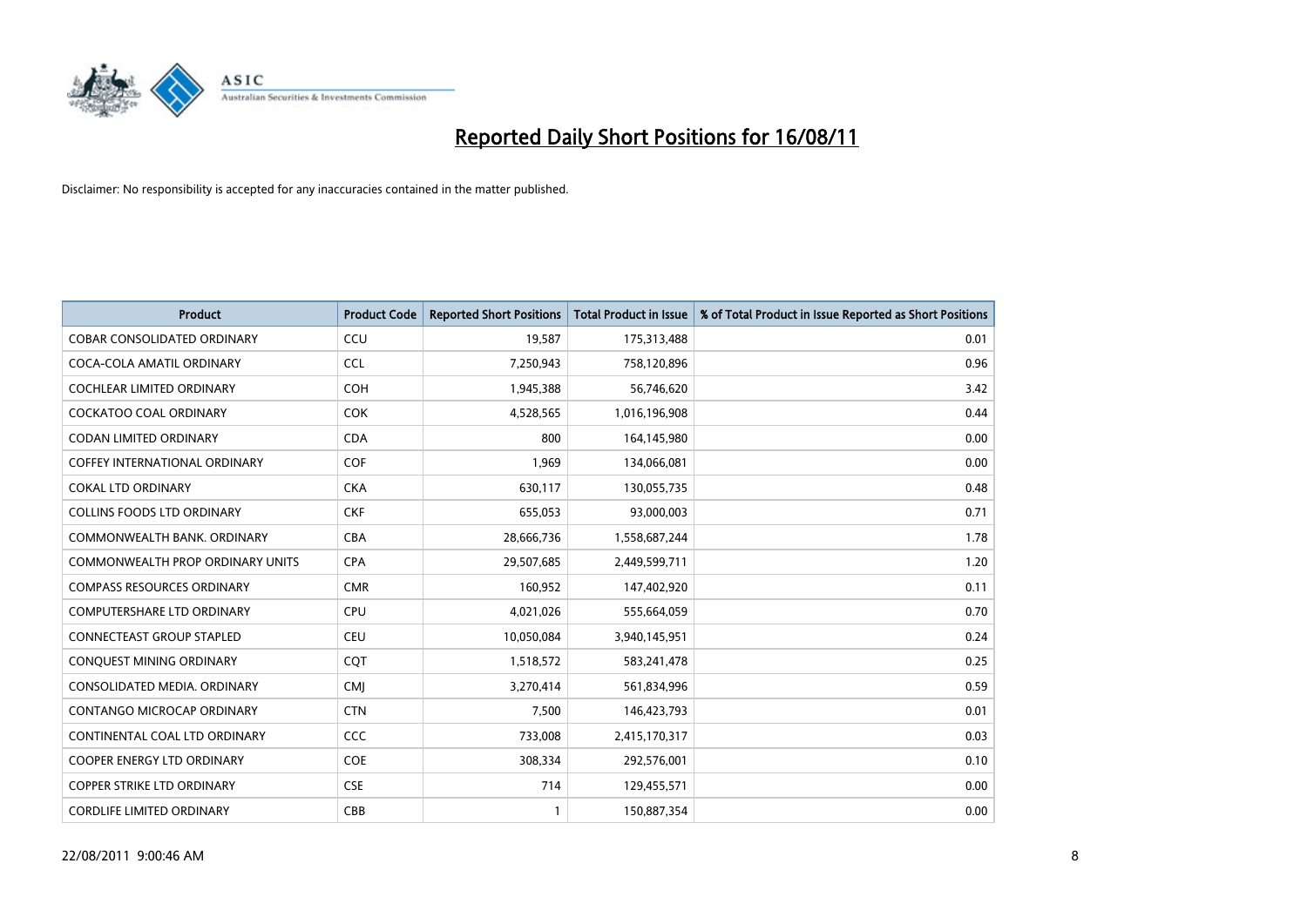# Reported Daily Short Positions for 16/08/11

Disclaimer: No responsibility is accepted for any inaccuracies contained in the matter published.

| Product | Product Code | Reported Short Positions | Total Product in Issue | % of Total Product in Issue Reported as Short Positions |
|---|---|---|---|---|
| COBAR CONSOLIDATED ORDINARY | CCU | 19,587 | 175,313,488 | 0.01 |
| COCA-COLA AMATIL ORDINARY | CCL | 7,250,943 | 758,120,896 | 0.96 |
| COCHLEAR LIMITED ORDINARY | COH | 1,945,388 | 56,746,620 | 3.42 |
| COCKATOO COAL ORDINARY | COK | 4,528,565 | 1,016,196,908 | 0.44 |
| CODAN LIMITED ORDINARY | CDA | 800 | 164,145,980 | 0.00 |
| COFFEY INTERNATIONAL ORDINARY | COF | 1,969 | 134,066,081 | 0.00 |
| COKAL LTD ORDINARY | CKA | 630,117 | 130,055,735 | 0.48 |
| COLLINS FOODS LTD ORDINARY | CKF | 655,053 | 93,000,003 | 0.71 |
| COMMONWEALTH BANK. ORDINARY | CBA | 28,666,736 | 1,558,687,244 | 1.78 |
| COMMONWEALTH PROP ORDINARY UNITS | CPA | 29,507,685 | 2,449,599,711 | 1.20 |
| COMPASS RESOURCES ORDINARY | CMR | 160,952 | 147,402,920 | 0.11 |
| COMPUTERSHARE LTD ORDINARY | CPU | 4,021,026 | 555,664,059 | 0.70 |
| CONNECTEAST GROUP STAPLED | CEU | 10,050,084 | 3,940,145,951 | 0.24 |
| CONQUEST MINING ORDINARY | CQT | 1,518,572 | 583,241,478 | 0.25 |
| CONSOLIDATED MEDIA. ORDINARY | CMJ | 3,270,414 | 561,834,996 | 0.59 |
| CONTANGO MICROCAP ORDINARY | CTN | 7,500 | 146,423,793 | 0.01 |
| CONTINENTAL COAL LTD ORDINARY | CCC | 733,008 | 2,415,170,317 | 0.03 |
| COOPER ENERGY LTD ORDINARY | COE | 308,334 | 292,576,001 | 0.10 |
| COPPER STRIKE LTD ORDINARY | CSE | 714 | 129,455,571 | 0.00 |
| CORDLIFE LIMITED ORDINARY | CBB | 1 | 150,887,354 | 0.00 |

22/08/2011 9:00:46 AM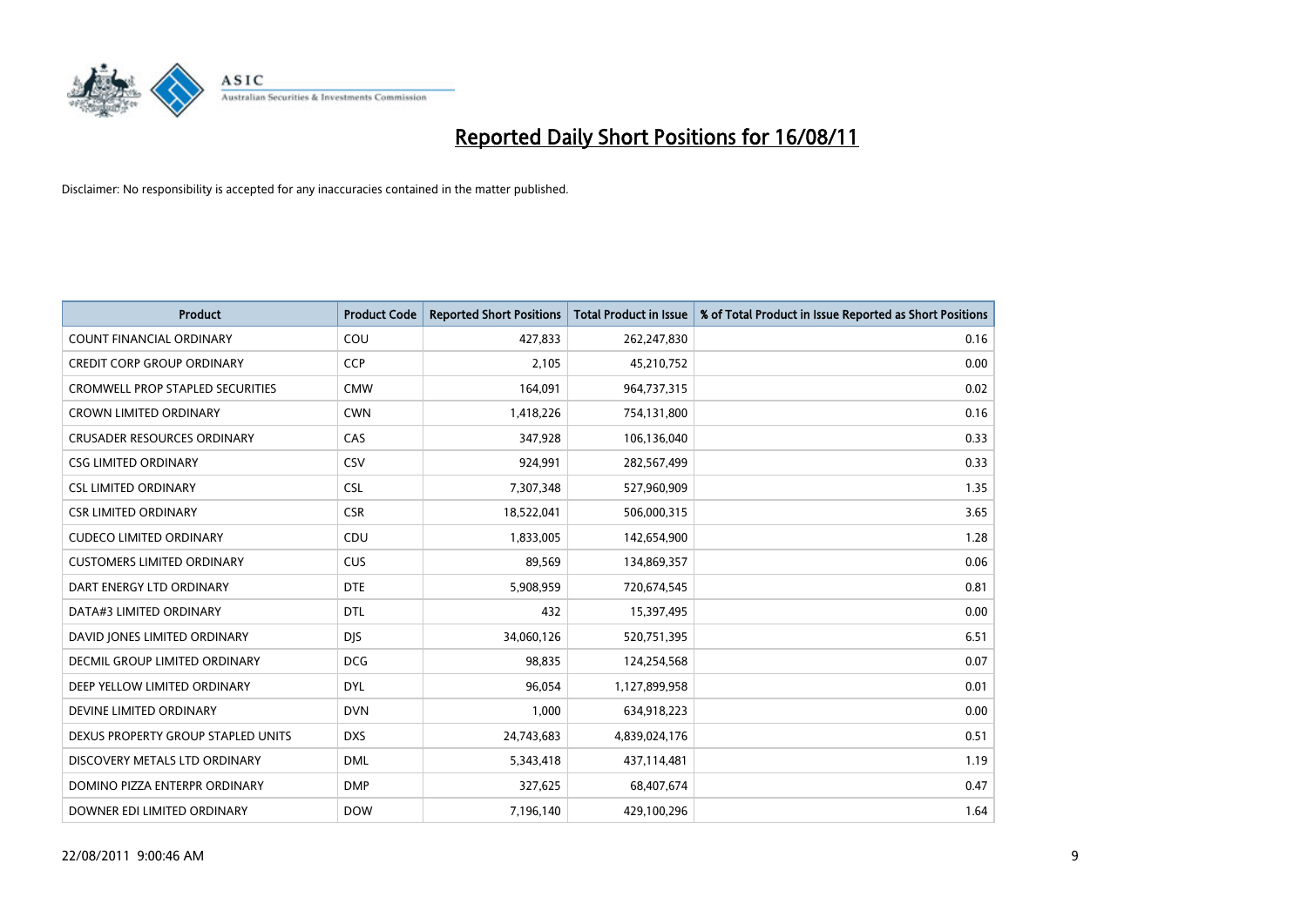# Reported Daily Short Positions for 16/08/11

Disclaimer: No responsibility is accepted for any inaccuracies contained in the matter published.

| Product | Product Code | Reported Short Positions | Total Product in Issue | % of Total Product in Issue Reported as Short Positions |
|---|---|---|---|---|
| COUNT FINANCIAL ORDINARY | COU | 427,833 | 262,247,830 | 0.16 |
| CREDIT CORP GROUP ORDINARY | CCP | 2,105 | 45,210,752 | 0.00 |
| CROMWELL PROP STAPLED SECURITIES | CMW | 164,091 | 964,737,315 | 0.02 |
| CROWN LIMITED ORDINARY | CWN | 1,418,226 | 754,131,800 | 0.16 |
| CRUSADER RESOURCES ORDINARY | CAS | 347,928 | 106,136,040 | 0.33 |
| CSG LIMITED ORDINARY | CSV | 924,991 | 282,567,499 | 0.33 |
| CSL LIMITED ORDINARY | CSL | 7,307,348 | 527,960,909 | 1.35 |
| CSR LIMITED ORDINARY | CSR | 18,522,041 | 506,000,315 | 3.65 |
| CUDECO LIMITED ORDINARY | CDU | 1,833,005 | 142,654,900 | 1.28 |
| CUSTOMERS LIMITED ORDINARY | CUS | 89,569 | 134,869,357 | 0.06 |
| DART ENERGY LTD ORDINARY | DTE | 5,908,959 | 720,674,545 | 0.81 |
| DATA#3 LIMITED ORDINARY | DTL | 432 | 15,397,495 | 0.00 |
| DAVID JONES LIMITED ORDINARY | DJS | 34,060,126 | 520,751,395 | 6.51 |
| DECMIL GROUP LIMITED ORDINARY | DCG | 98,835 | 124,254,568 | 0.07 |
| DEEP YELLOW LIMITED ORDINARY | DYL | 96,054 | 1,127,899,958 | 0.01 |
| DEVINE LIMITED ORDINARY | DVN | 1,000 | 634,918,223 | 0.00 |
| DEXUS PROPERTY GROUP STAPLED UNITS | DXS | 24,743,683 | 4,839,024,176 | 0.51 |
| DISCOVERY METALS LTD ORDINARY | DML | 5,343,418 | 437,114,481 | 1.19 |
| DOMINO PIZZA ENTERPR ORDINARY | DMP | 327,625 | 68,407,674 | 0.47 |
| DOWNER EDI LIMITED ORDINARY | DOW | 7,196,140 | 429,100,296 | 1.64 |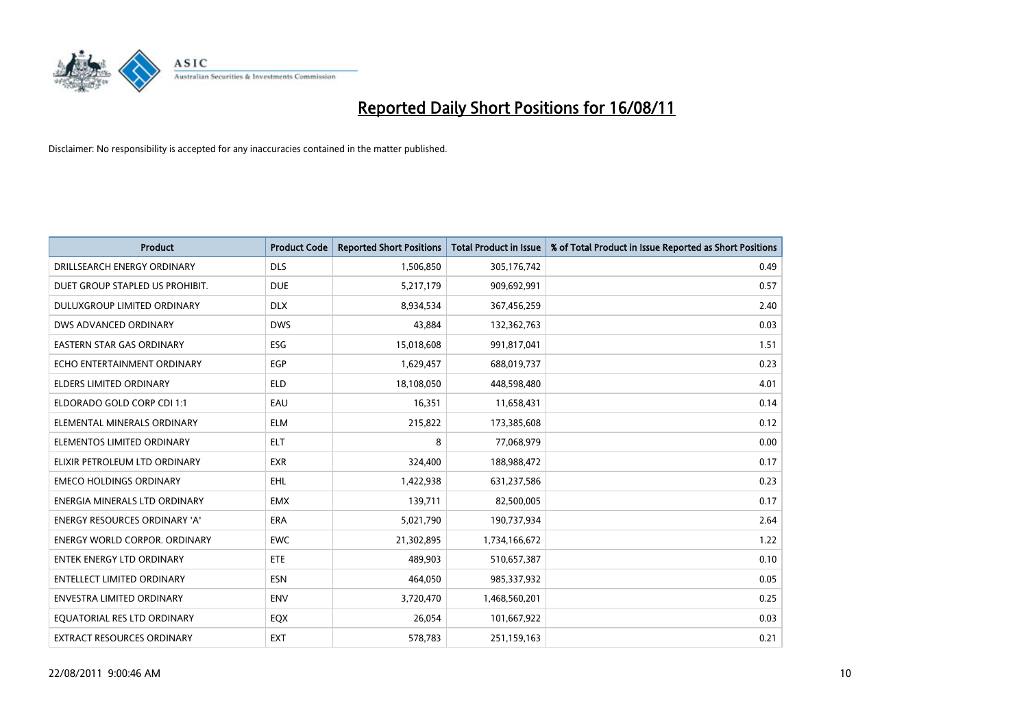# Reported Daily Short Positions for 16/08/11

Disclaimer: No responsibility is accepted for any inaccuracies contained in the matter published.

| Product | Product Code | Reported Short Positions | Total Product in Issue | % of Total Product in Issue Reported as Short Positions |
|---|---|---|---|---|
| DRILLSEARCH ENERGY ORDINARY | DLS | 1,506,850 | 305,176,742 | 0.49 |
| DUET GROUP STAPLED US PROHIBIT. | DUE | 5,217,179 | 909,692,991 | 0.57 |
| DULUXGROUP LIMITED ORDINARY | DLX | 8,934,534 | 367,456,259 | 2.40 |
| DWS ADVANCED ORDINARY | DWS | 43,884 | 132,362,763 | 0.03 |
| EASTERN STAR GAS ORDINARY | ESG | 15,018,608 | 991,817,041 | 1.51 |
| ECHO ENTERTAINMENT ORDINARY | EGP | 1,629,457 | 688,019,737 | 0.23 |
| ELDERS LIMITED ORDINARY | ELD | 18,108,050 | 448,598,480 | 4.01 |
| ELDORADO GOLD CORP CDI 1:1 | EAU | 16,351 | 11,658,431 | 0.14 |
| ELEMENTAL MINERALS ORDINARY | ELM | 215,822 | 173,385,608 | 0.12 |
| ELEMENTOS LIMITED ORDINARY | ELT | 8 | 77,068,979 | 0.00 |
| ELIXIR PETROLEUM LTD ORDINARY | EXR | 324,400 | 188,988,472 | 0.17 |
| EMECO HOLDINGS ORDINARY | EHL | 1,422,938 | 631,237,586 | 0.23 |
| ENERGIA MINERALS LTD ORDINARY | EMX | 139,711 | 82,500,005 | 0.17 |
| ENERGY RESOURCES ORDINARY 'A' | ERA | 5,021,790 | 190,737,934 | 2.64 |
| ENERGY WORLD CORPOR. ORDINARY | EWC | 21,302,895 | 1,734,166,672 | 1.22 |
| ENTEK ENERGY LTD ORDINARY | ETE | 489,903 | 510,657,387 | 0.10 |
| ENTELLECT LIMITED ORDINARY | ESN | 464,050 | 985,337,932 | 0.05 |
| ENVESTRA LIMITED ORDINARY | ENV | 3,720,470 | 1,468,560,201 | 0.25 |
| EQUATORIAL RES LTD ORDINARY | EQX | 26,054 | 101,667,922 | 0.03 |
| EXTRACT RESOURCES ORDINARY | EXT | 578,783 | 251,159,163 | 0.21 |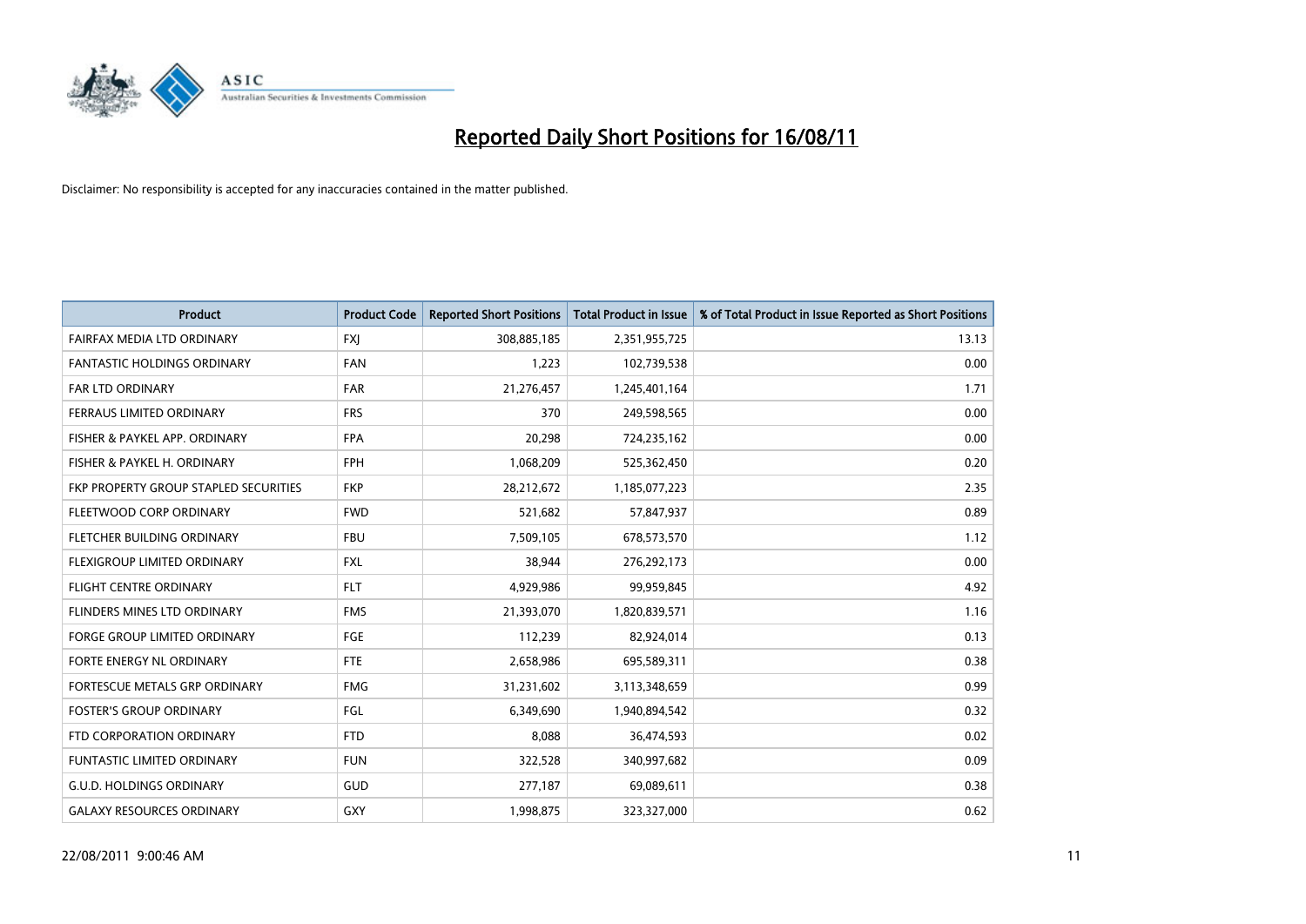# Reported Daily Short Positions for 16/08/11

Disclaimer: No responsibility is accepted for any inaccuracies contained in the matter published.

| Product | Product Code | Reported Short Positions | Total Product in Issue | % of Total Product in Issue Reported as Short Positions |
|---|---|---|---|---|
| FAIRFAX MEDIA LTD ORDINARY | FXJ | 308,885,185 | 2,351,955,725 | 13.13 |
| FANTASTIC HOLDINGS ORDINARY | FAN | 1,223 | 102,739,538 | 0.00 |
| FAR LTD ORDINARY | FAR | 21,276,457 | 1,245,401,164 | 1.71 |
| FERRAUS LIMITED ORDINARY | FRS | 370 | 249,598,565 | 0.00 |
| FISHER & PAYKEL APP. ORDINARY | FPA | 20,298 | 724,235,162 | 0.00 |
| FISHER & PAYKEL H. ORDINARY | FPH | 1,068,209 | 525,362,450 | 0.20 |
| FKP PROPERTY GROUP STAPLED SECURITIES | FKP | 28,212,672 | 1,185,077,223 | 2.35 |
| FLEETWOOD CORP ORDINARY | FWD | 521,682 | 57,847,937 | 0.89 |
| FLETCHER BUILDING ORDINARY | FBU | 7,509,105 | 678,573,570 | 1.12 |
| FLEXIGROUP LIMITED ORDINARY | FXL | 38,944 | 276,292,173 | 0.00 |
| FLIGHT CENTRE ORDINARY | FLT | 4,929,986 | 99,959,845 | 4.92 |
| FLINDERS MINES LTD ORDINARY | FMS | 21,393,070 | 1,820,839,571 | 1.16 |
| FORGE GROUP LIMITED ORDINARY | FGE | 112,239 | 82,924,014 | 0.13 |
| FORTE ENERGY NL ORDINARY | FTE | 2,658,986 | 695,589,311 | 0.38 |
| FORTESCUE METALS GRP ORDINARY | FMG | 31,231,602 | 3,113,348,659 | 0.99 |
| FOSTER'S GROUP ORDINARY | FGL | 6,349,690 | 1,940,894,542 | 0.32 |
| FTD CORPORATION ORDINARY | FTD | 8,088 | 36,474,593 | 0.02 |
| FUNTASTIC LIMITED ORDINARY | FUN | 322,528 | 340,997,682 | 0.09 |
| G.U.D. HOLDINGS ORDINARY | GUD | 277,187 | 69,089,611 | 0.38 |
| GALAXY RESOURCES ORDINARY | GXY | 1,998,875 | 323,327,000 | 0.62 |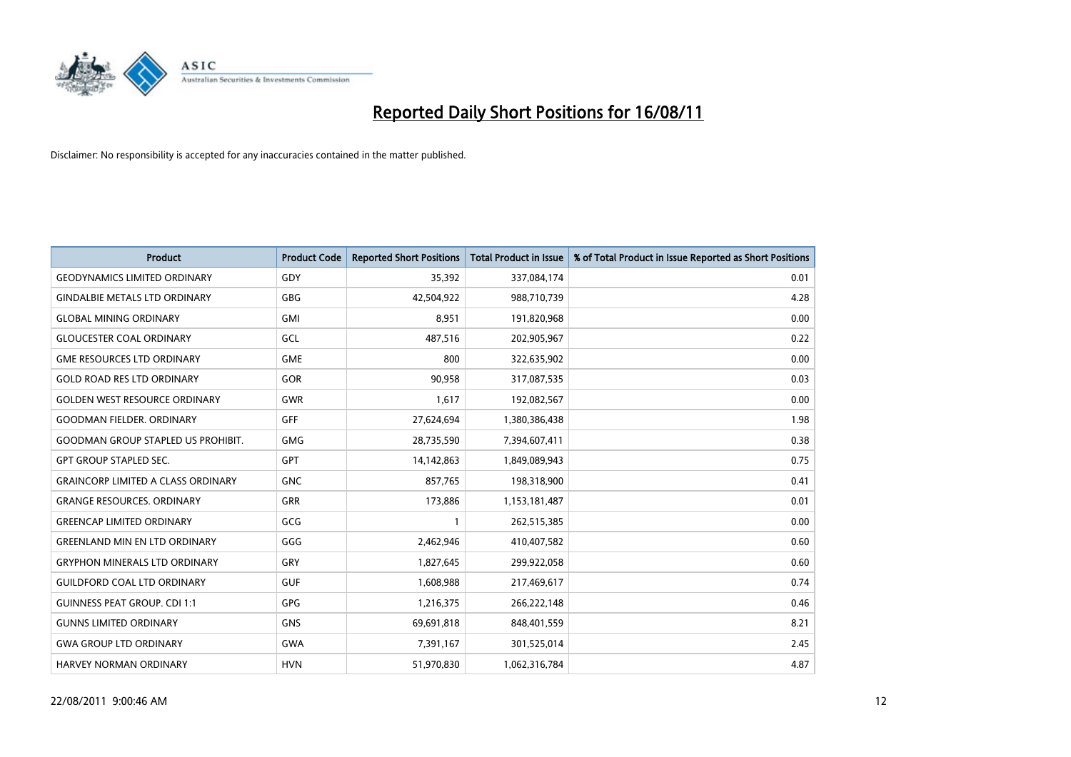# Reported Daily Short Positions for 16/08/11

Disclaimer: No responsibility is accepted for any inaccuracies contained in the matter published.

| Product | Product Code | Reported Short Positions | Total Product in Issue | % of Total Product in Issue Reported as Short Positions |
|---|---|---|---|---|
| GEODYNAMICS LIMITED ORDINARY | GDY | 35,392 | 337,084,174 | 0.01 |
| GINDALBIE METALS LTD ORDINARY | GBG | 42,504,922 | 988,710,739 | 4.28 |
| GLOBAL MINING ORDINARY | GMI | 8,951 | 191,820,968 | 0.00 |
| GLOUCESTER COAL ORDINARY | GCL | 487,516 | 202,905,967 | 0.22 |
| GME RESOURCES LTD ORDINARY | GME | 800 | 322,635,902 | 0.00 |
| GOLD ROAD RES LTD ORDINARY | GOR | 90,958 | 317,087,535 | 0.03 |
| GOLDEN WEST RESOURCE ORDINARY | GWR | 1,617 | 192,082,567 | 0.00 |
| GOODMAN FIELDER. ORDINARY | GFF | 27,624,694 | 1,380,386,438 | 1.98 |
| GOODMAN GROUP STAPLED US PROHIBIT. | GMG | 28,735,590 | 7,394,607,411 | 0.38 |
| GPT GROUP STAPLED SEC. | GPT | 14,142,863 | 1,849,089,943 | 0.75 |
| GRAINCORP LIMITED A CLASS ORDINARY | GNC | 857,765 | 198,318,900 | 0.41 |
| GRANGE RESOURCES. ORDINARY | GRR | 173,886 | 1,153,181,487 | 0.01 |
| GREENCAP LIMITED ORDINARY | GCG | 1 | 262,515,385 | 0.00 |
| GREENLAND MIN EN LTD ORDINARY | GGG | 2,462,946 | 410,407,582 | 0.60 |
| GRYPHON MINERALS LTD ORDINARY | GRY | 1,827,645 | 299,922,058 | 0.60 |
| GUILDFORD COAL LTD ORDINARY | GUF | 1,608,988 | 217,469,617 | 0.74 |
| GUINNESS PEAT GROUP. CDI 1:1 | GPG | 1,216,375 | 266,222,148 | 0.46 |
| GUNNS LIMITED ORDINARY | GNS | 69,691,818 | 848,401,559 | 8.21 |
| GWA GROUP LTD ORDINARY | GWA | 7,391,167 | 301,525,014 | 2.45 |
| HARVEY NORMAN ORDINARY | HVN | 51,970,830 | 1,062,316,784 | 4.87 |

22/08/2011 9:00:46 AM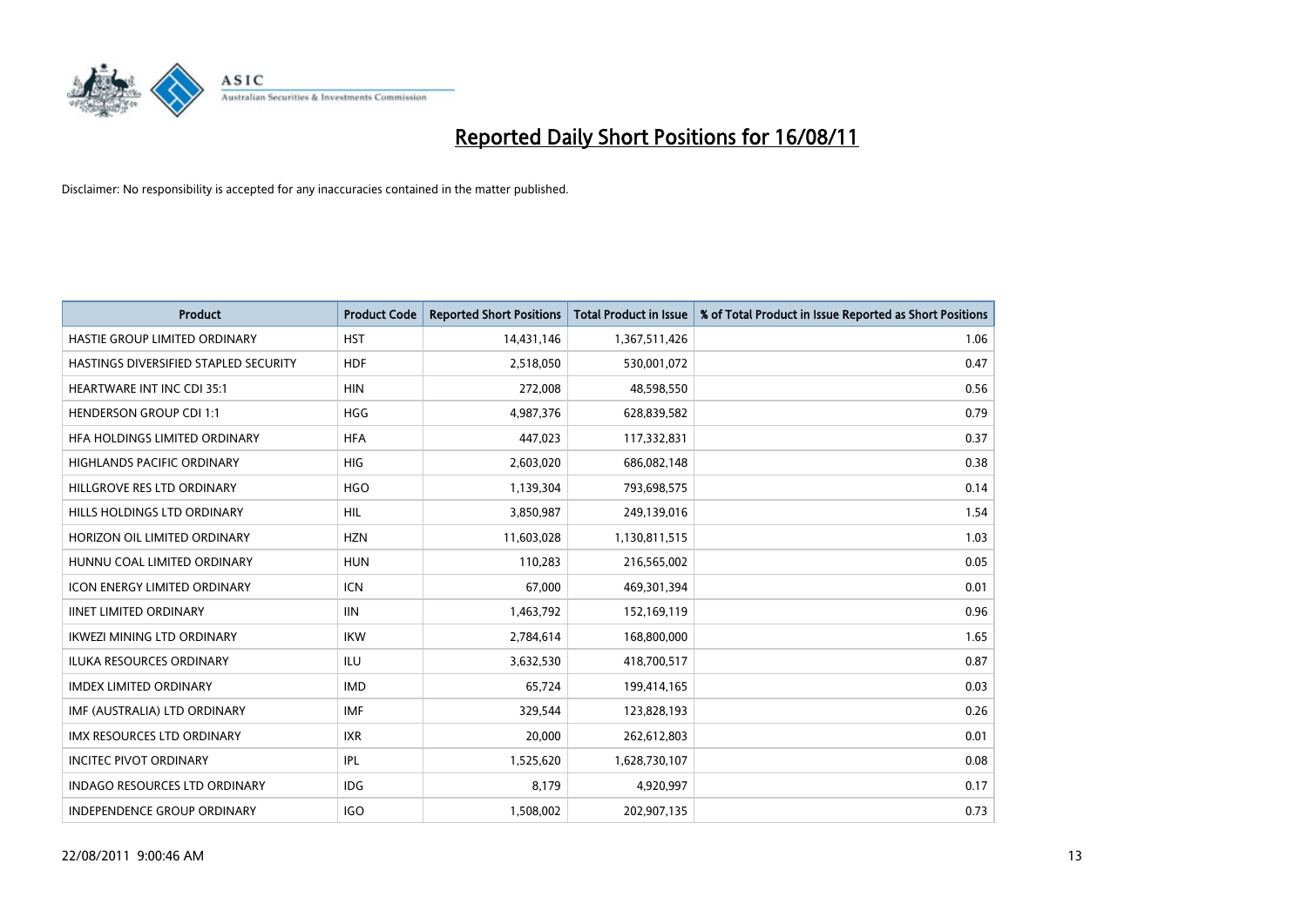# Reported Daily Short Positions for 16/08/11

Disclaimer: No responsibility is accepted for any inaccuracies contained in the matter published.

| Product | Product Code | Reported Short Positions | Total Product in Issue | % of Total Product in Issue Reported as Short Positions |
|---|---|---|---|---|
| HASTIE GROUP LIMITED ORDINARY | HST | 14,431,146 | 1,367,511,426 | 1.06 |
| HASTINGS DIVERSIFIED STAPLED SECURITY | HDF | 2,518,050 | 530,001,072 | 0.47 |
| HEARTWARE INT INC CDI 35:1 | HIN | 272,008 | 48,598,550 | 0.56 |
| HENDERSON GROUP CDI 1:1 | HGG | 4,987,376 | 628,839,582 | 0.79 |
| HFA HOLDINGS LIMITED ORDINARY | HFA | 447,023 | 117,332,831 | 0.37 |
| HIGHLANDS PACIFIC ORDINARY | HIG | 2,603,020 | 686,082,148 | 0.38 |
| HILLGROVE RES LTD ORDINARY | HGO | 1,139,304 | 793,698,575 | 0.14 |
| HILLS HOLDINGS LTD ORDINARY | HIL | 3,850,987 | 249,139,016 | 1.54 |
| HORIZON OIL LIMITED ORDINARY | HZN | 11,603,028 | 1,130,811,515 | 1.03 |
| HUNNU COAL LIMITED ORDINARY | HUN | 110,283 | 216,565,002 | 0.05 |
| ICON ENERGY LIMITED ORDINARY | ICN | 67,000 | 469,301,394 | 0.01 |
| IINET LIMITED ORDINARY | IIN | 1,463,792 | 152,169,119 | 0.96 |
| IKWEZI MINING LTD ORDINARY | IKW | 2,784,614 | 168,800,000 | 1.65 |
| ILUKA RESOURCES ORDINARY | ILU | 3,632,530 | 418,700,517 | 0.87 |
| IMDEX LIMITED ORDINARY | IMD | 65,724 | 199,414,165 | 0.03 |
| IMF (AUSTRALIA) LTD ORDINARY | IMF | 329,544 | 123,828,193 | 0.26 |
| IMX RESOURCES LTD ORDINARY | IXR | 20,000 | 262,612,803 | 0.01 |
| INCITEC PIVOT ORDINARY | IPL | 1,525,620 | 1,628,730,107 | 0.08 |
| INDAGO RESOURCES LTD ORDINARY | IDG | 8,179 | 4,920,997 | 0.17 |
| INDEPENDENCE GROUP ORDINARY | IGO | 1,508,002 | 202,907,135 | 0.73 |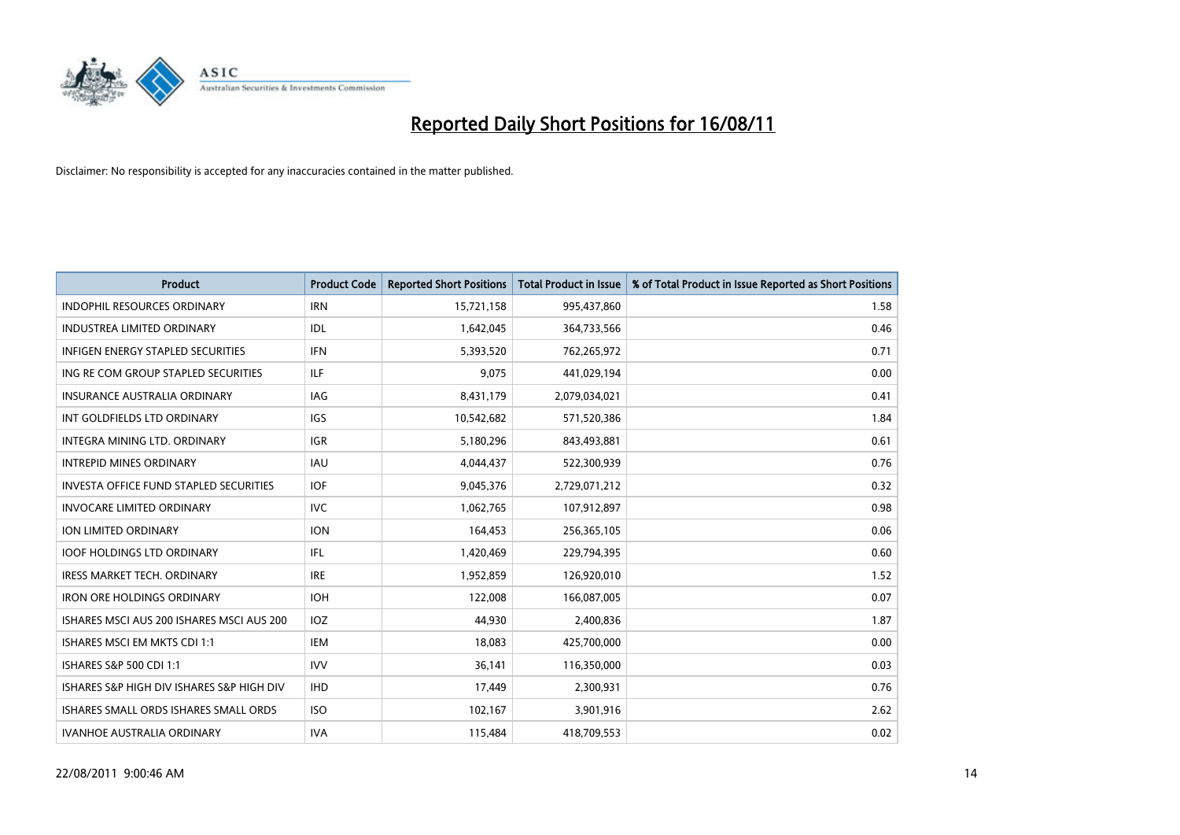# Reported Daily Short Positions for 16/08/11

Disclaimer: No responsibility is accepted for any inaccuracies contained in the matter published.

| Product | Product Code | Reported Short Positions | Total Product in Issue | % of Total Product in Issue Reported as Short Positions |
|---|---|---|---|---|
| INDOPHIL RESOURCES ORDINARY | IRN | 15,721,158 | 995,437,860 | 1.58 |
| INDUSTREA LIMITED ORDINARY | IDL | 1,642,045 | 364,733,566 | 0.46 |
| INFIGEN ENERGY STAPLED SECURITIES | IFN | 5,393,520 | 762,265,972 | 0.71 |
| ING RE COM GROUP STAPLED SECURITIES | ILF | 9,075 | 441,029,194 | 0.00 |
| INSURANCE AUSTRALIA ORDINARY | IAG | 8,431,179 | 2,079,034,021 | 0.41 |
| INT GOLDFIELDS LTD ORDINARY | IGS | 10,542,682 | 571,520,386 | 1.84 |
| INTEGRA MINING LTD. ORDINARY | IGR | 5,180,296 | 843,493,881 | 0.61 |
| INTREPID MINES ORDINARY | IAU | 4,044,437 | 522,300,939 | 0.76 |
| INVESTA OFFICE FUND STAPLED SECURITIES | IOF | 9,045,376 | 2,729,071,212 | 0.32 |
| INVOCARE LIMITED ORDINARY | IVC | 1,062,765 | 107,912,897 | 0.98 |
| ION LIMITED ORDINARY | ION | 164,453 | 256,365,105 | 0.06 |
| IOOF HOLDINGS LTD ORDINARY | IFL | 1,420,469 | 229,794,395 | 0.60 |
| IRESS MARKET TECH. ORDINARY | IRE | 1,952,859 | 126,920,010 | 1.52 |
| IRON ORE HOLDINGS ORDINARY | IOH | 122,008 | 166,087,005 | 0.07 |
| ISHARES MSCI AUS 200 ISHARES MSCI AUS 200 | IOZ | 44,930 | 2,400,836 | 1.87 |
| ISHARES MSCI EM MKTS CDI 1:1 | IEM | 18,083 | 425,700,000 | 0.00 |
| ISHARES S&P 500 CDI 1:1 | IVV | 36,141 | 116,350,000 | 0.03 |
| ISHARES S&P HIGH DIV ISHARES S&P HIGH DIV | IHD | 17,449 | 2,300,931 | 0.76 |
| ISHARES SMALL ORDS ISHARES SMALL ORDS | ISO | 102,167 | 3,901,916 | 2.62 |
| IVANHOE AUSTRALIA ORDINARY | IVA | 115,484 | 418,709,553 | 0.02 |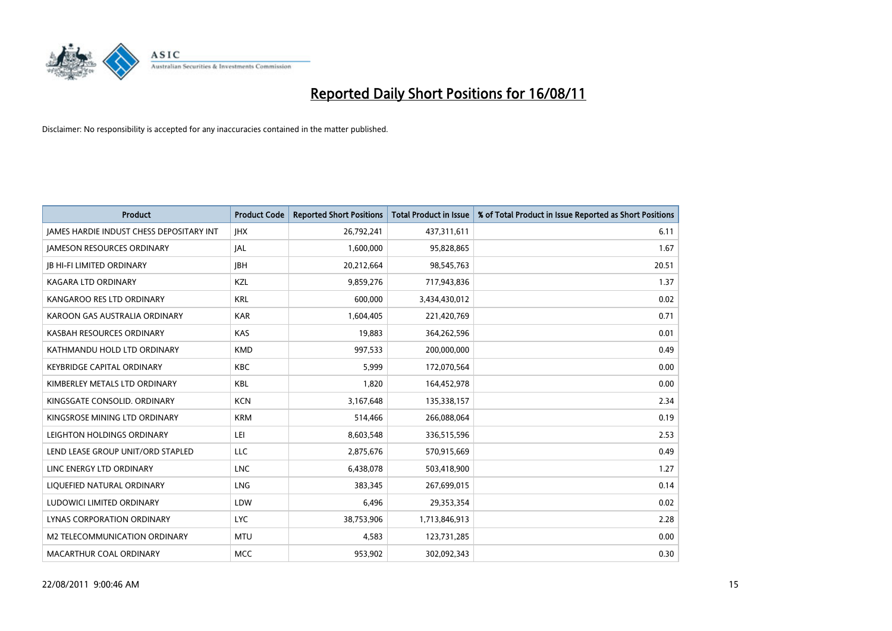# Reported Daily Short Positions for 16/08/11

Disclaimer: No responsibility is accepted for any inaccuracies contained in the matter published.

| Product | Product Code | Reported Short Positions | Total Product in Issue | % of Total Product in Issue Reported as Short Positions |
|---|---|---|---|---|
| JAMES HARDIE INDUST CHESS DEPOSITARY INT | JHX | 26,792,241 | 437,311,611 | 6.11 |
| JAMESON RESOURCES ORDINARY | JAL | 1,600,000 | 95,828,865 | 1.67 |
| JB HI-FI LIMITED ORDINARY | JBH | 20,212,664 | 98,545,763 | 20.51 |
| KAGARA LTD ORDINARY | KZL | 9,859,276 | 717,943,836 | 1.37 |
| KANGAROO RES LTD ORDINARY | KRL | 600,000 | 3,434,430,012 | 0.02 |
| KAROON GAS AUSTRALIA ORDINARY | KAR | 1,604,405 | 221,420,769 | 0.71 |
| KASBAH RESOURCES ORDINARY | KAS | 19,883 | 364,262,596 | 0.01 |
| KATHMANDU HOLD LTD ORDINARY | KMD | 997,533 | 200,000,000 | 0.49 |
| KEYBRIDGE CAPITAL ORDINARY | KBC | 5,999 | 172,070,564 | 0.00 |
| KIMBERLEY METALS LTD ORDINARY | KBL | 1,820 | 164,452,978 | 0.00 |
| KINGSGATE CONSOLID. ORDINARY | KCN | 3,167,648 | 135,338,157 | 2.34 |
| KINGSROSE MINING LTD ORDINARY | KRM | 514,466 | 266,088,064 | 0.19 |
| LEIGHTON HOLDINGS ORDINARY | LEI | 8,603,548 | 336,515,596 | 2.53 |
| LEND LEASE GROUP UNIT/ORD STAPLED | LLC | 2,875,676 | 570,915,669 | 0.49 |
| LINC ENERGY LTD ORDINARY | LNC | 6,438,078 | 503,418,900 | 1.27 |
| LIQUEFIED NATURAL ORDINARY | LNG | 383,345 | 267,699,015 | 0.14 |
| LUDOWICI LIMITED ORDINARY | LDW | 6,496 | 29,353,354 | 0.02 |
| LYNAS CORPORATION ORDINARY | LYC | 38,753,906 | 1,713,846,913 | 2.28 |
| M2 TELECOMMUNICATION ORDINARY | MTU | 4,583 | 123,731,285 | 0.00 |
| MACARTHUR COAL ORDINARY | MCC | 953,902 | 302,092,343 | 0.30 |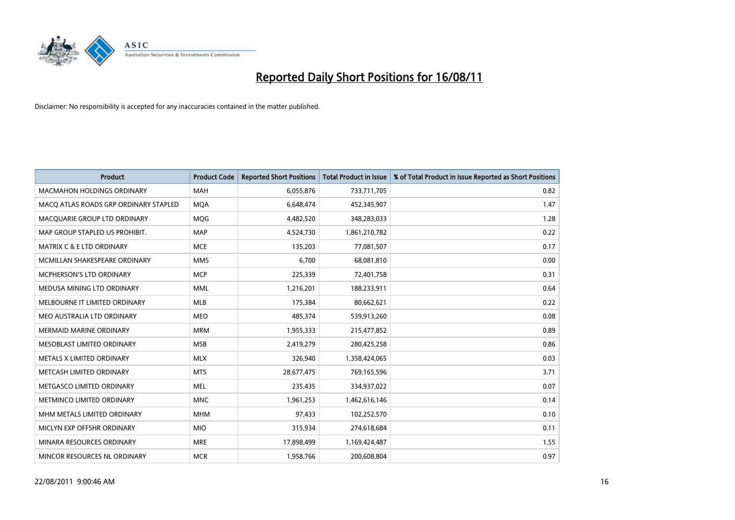# Reported Daily Short Positions for 16/08/11

Disclaimer: No responsibility is accepted for any inaccuracies contained in the matter published.

| Product | Product Code | Reported Short Positions | Total Product in Issue | % of Total Product in Issue Reported as Short Positions |
|---|---|---|---|---|
| MACMAHON HOLDINGS ORDINARY | MAH | 6,055,876 | 733,711,705 | 0.82 |
| MACQ ATLAS ROADS GRP ORDINARY STAPLED | MQA | 6,648,474 | 452,345,907 | 1.47 |
| MACQUARIE GROUP LTD ORDINARY | MQG | 4,482,520 | 348,283,033 | 1.28 |
| MAP GROUP STAPLED US PROHIBIT. | MAP | 4,524,730 | 1,861,210,782 | 0.22 |
| MATRIX C & E LTD ORDINARY | MCE | 135,203 | 77,081,507 | 0.17 |
| MCMILLAN SHAKESPEARE ORDINARY | MMS | 6,700 | 68,081,810 | 0.00 |
| MCPHERSON'S LTD ORDINARY | MCP | 225,339 | 72,401,758 | 0.31 |
| MEDUSA MINING LTD ORDINARY | MML | 1,216,201 | 188,233,911 | 0.64 |
| MELBOURNE IT LIMITED ORDINARY | MLB | 175,384 | 80,662,621 | 0.22 |
| MEO AUSTRALIA LTD ORDINARY | MEO | 485,374 | 539,913,260 | 0.08 |
| MERMAID MARINE ORDINARY | MRM | 1,955,333 | 215,477,852 | 0.89 |
| MESOBLAST LIMITED ORDINARY | MSB | 2,419,279 | 280,425,258 | 0.86 |
| METALS X LIMITED ORDINARY | MLX | 326,940 | 1,358,424,065 | 0.03 |
| METCASH LIMITED ORDINARY | MTS | 28,677,475 | 769,165,596 | 3.71 |
| METGASCO LIMITED ORDINARY | MEL | 235,435 | 334,937,022 | 0.07 |
| METMINCO LIMITED ORDINARY | MNC | 1,961,253 | 1,462,616,146 | 0.14 |
| MHM METALS LIMITED ORDINARY | MHM | 97,433 | 102,252,570 | 0.10 |
| MICLYN EXP OFFSHR ORDINARY | MIO | 315,934 | 274,618,684 | 0.11 |
| MINARA RESOURCES ORDINARY | MRE | 17,898,499 | 1,169,424,487 | 1.55 |
| MINCOR RESOURCES NL ORDINARY | MCR | 1,958,766 | 200,608,804 | 0.97 |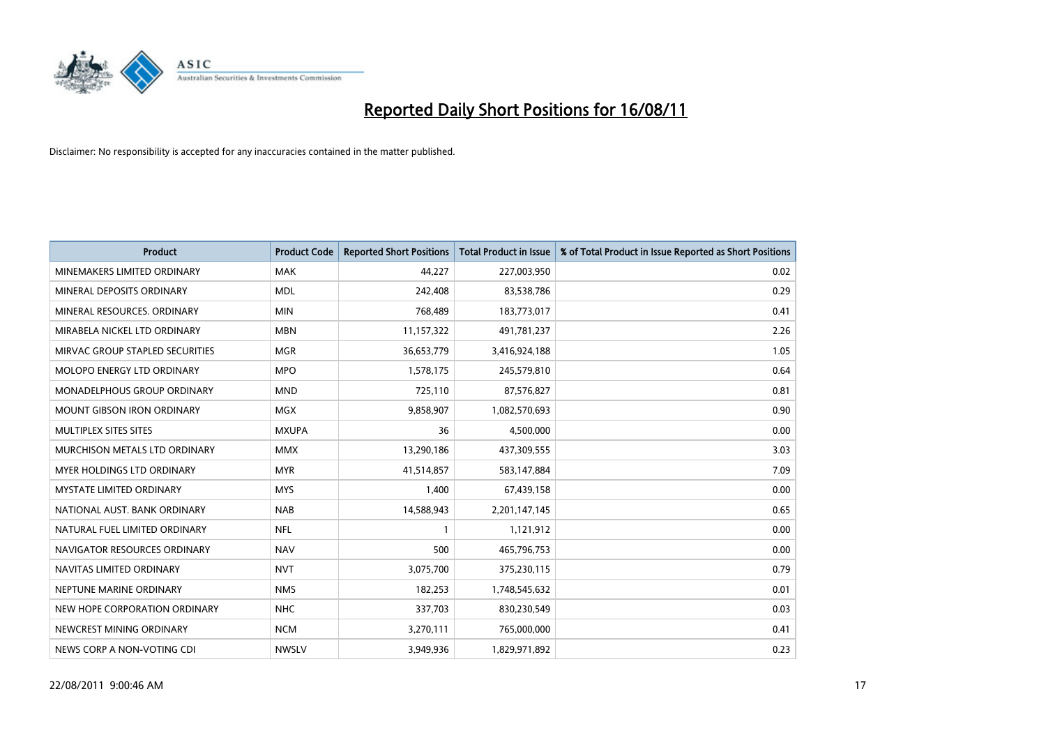# Reported Daily Short Positions for 16/08/11

Disclaimer: No responsibility is accepted for any inaccuracies contained in the matter published.

| Product | Product Code | Reported Short Positions | Total Product in Issue | % of Total Product in Issue Reported as Short Positions |
|---|---|---|---|---|
| MINEMAKERS LIMITED ORDINARY | MAK | 44,227 | 227,003,950 | 0.02 |
| MINERAL DEPOSITS ORDINARY | MDL | 242,408 | 83,538,786 | 0.29 |
| MINERAL RESOURCES. ORDINARY | MIN | 768,489 | 183,773,017 | 0.41 |
| MIRABELA NICKEL LTD ORDINARY | MBN | 11,157,322 | 491,781,237 | 2.26 |
| MIRVAC GROUP STAPLED SECURITIES | MGR | 36,653,779 | 3,416,924,188 | 1.05 |
| MOLOPO ENERGY LTD ORDINARY | MPO | 1,578,175 | 245,579,810 | 0.64 |
| MONADELPHOUS GROUP ORDINARY | MND | 725,110 | 87,576,827 | 0.81 |
| MOUNT GIBSON IRON ORDINARY | MGX | 9,858,907 | 1,082,570,693 | 0.90 |
| MULTIPLEX SITES SITES | MXUPA | 36 | 4,500,000 | 0.00 |
| MURCHISON METALS LTD ORDINARY | MMX | 13,290,186 | 437,309,555 | 3.03 |
| MYER HOLDINGS LTD ORDINARY | MYR | 41,514,857 | 583,147,884 | 7.09 |
| MYSTATE LIMITED ORDINARY | MYS | 1,400 | 67,439,158 | 0.00 |
| NATIONAL AUST. BANK ORDINARY | NAB | 14,588,943 | 2,201,147,145 | 0.65 |
| NATURAL FUEL LIMITED ORDINARY | NFL | 1 | 1,121,912 | 0.00 |
| NAVIGATOR RESOURCES ORDINARY | NAV | 500 | 465,796,753 | 0.00 |
| NAVITAS LIMITED ORDINARY | NVT | 3,075,700 | 375,230,115 | 0.79 |
| NEPTUNE MARINE ORDINARY | NMS | 182,253 | 1,748,545,632 | 0.01 |
| NEW HOPE CORPORATION ORDINARY | NHC | 337,703 | 830,230,549 | 0.03 |
| NEWCREST MINING ORDINARY | NCM | 3,270,111 | 765,000,000 | 0.41 |
| NEWS CORP A NON-VOTING CDI | NWSLV | 3,949,936 | 1,829,971,892 | 0.23 |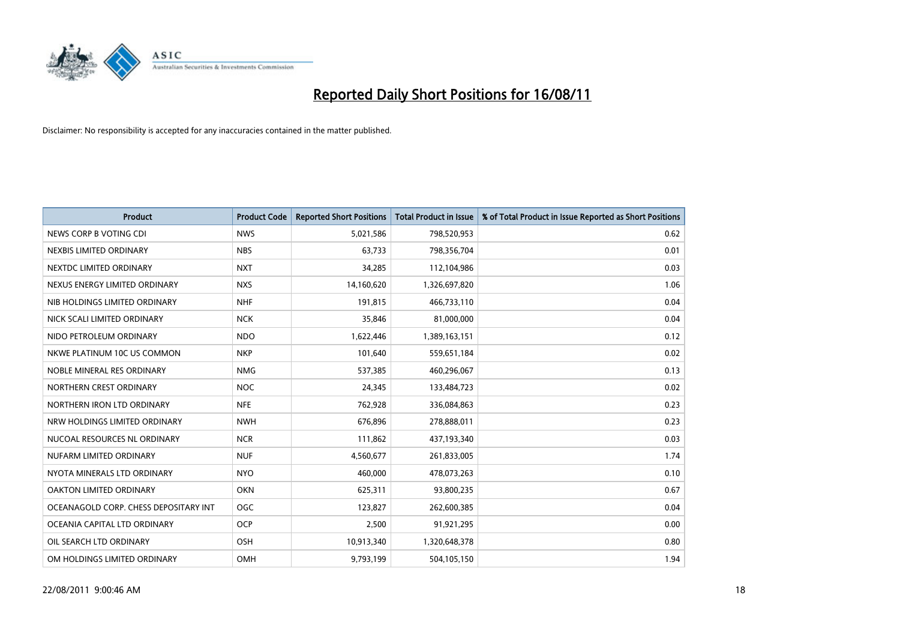# Reported Daily Short Positions for 16/08/11

Disclaimer: No responsibility is accepted for any inaccuracies contained in the matter published.

| Product | Product Code | Reported Short Positions | Total Product in Issue | % of Total Product in Issue Reported as Short Positions |
|---|---|---|---|---|
| NEWS CORP B VOTING CDI | NWS | 5,021,586 | 798,520,953 | 0.62 |
| NEXBIS LIMITED ORDINARY | NBS | 63,733 | 798,356,704 | 0.01 |
| NEXTDC LIMITED ORDINARY | NXT | 34,285 | 112,104,986 | 0.03 |
| NEXUS ENERGY LIMITED ORDINARY | NXS | 14,160,620 | 1,326,697,820 | 1.06 |
| NIB HOLDINGS LIMITED ORDINARY | NHF | 191,815 | 466,733,110 | 0.04 |
| NICK SCALI LIMITED ORDINARY | NCK | 35,846 | 81,000,000 | 0.04 |
| NIDO PETROLEUM ORDINARY | NDO | 1,622,446 | 1,389,163,151 | 0.12 |
| NKWE PLATINUM 10C US COMMON | NKP | 101,640 | 559,651,184 | 0.02 |
| NOBLE MINERAL RES ORDINARY | NMG | 537,385 | 460,296,067 | 0.13 |
| NORTHERN CREST ORDINARY | NOC | 24,345 | 133,484,723 | 0.02 |
| NORTHERN IRON LTD ORDINARY | NFE | 762,928 | 336,084,863 | 0.23 |
| NRW HOLDINGS LIMITED ORDINARY | NWH | 676,896 | 278,888,011 | 0.23 |
| NUCOAL RESOURCES NL ORDINARY | NCR | 111,862 | 437,193,340 | 0.03 |
| NUFARM LIMITED ORDINARY | NUF | 4,560,677 | 261,833,005 | 1.74 |
| NYOTA MINERALS LTD ORDINARY | NYO | 460,000 | 478,073,263 | 0.10 |
| OAKTON LIMITED ORDINARY | OKN | 625,311 | 93,800,235 | 0.67 |
| OCEANAGOLD CORP. CHESS DEPOSITARY INT | OGC | 123,827 | 262,600,385 | 0.04 |
| OCEANIA CAPITAL LTD ORDINARY | OCP | 2,500 | 91,921,295 | 0.00 |
| OIL SEARCH LTD ORDINARY | OSH | 10,913,340 | 1,320,648,378 | 0.80 |
| OM HOLDINGS LIMITED ORDINARY | OMH | 9,793,199 | 504,105,150 | 1.94 |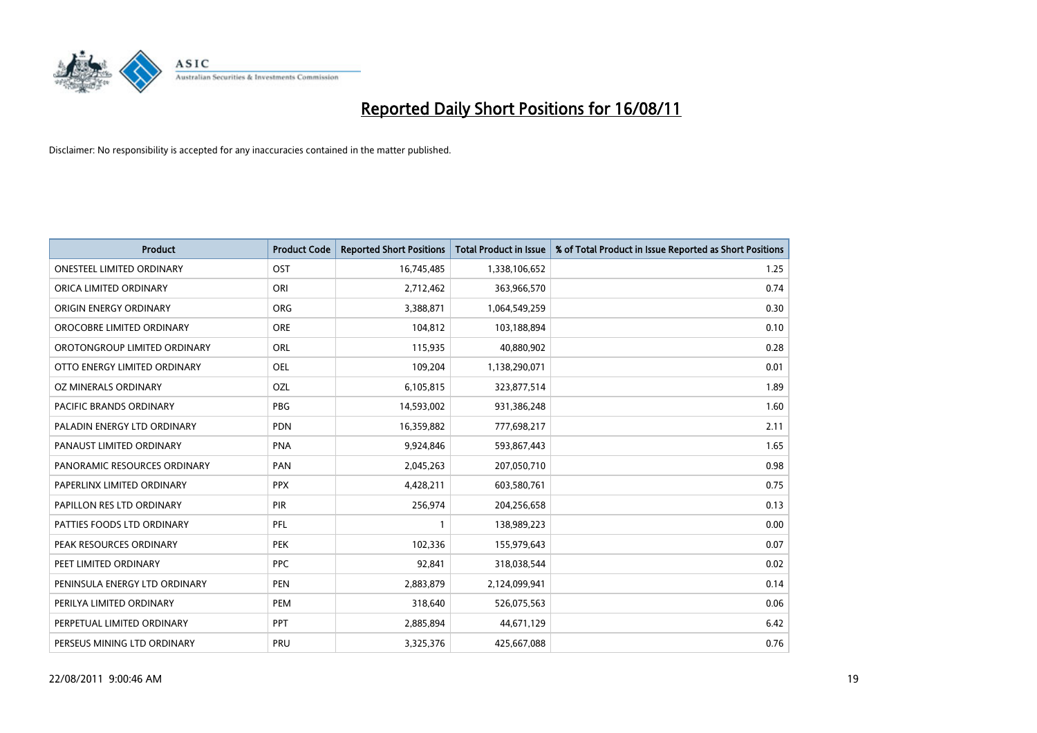# Reported Daily Short Positions for 16/08/11

Disclaimer: No responsibility is accepted for any inaccuracies contained in the matter published.

| Product | Product Code | Reported Short Positions | Total Product in Issue | % of Total Product in Issue Reported as Short Positions |
|---|---|---|---|---|
| ONESTEEL LIMITED ORDINARY | OST | 16,745,485 | 1,338,106,652 | 1.25 |
| ORICA LIMITED ORDINARY | ORI | 2,712,462 | 363,966,570 | 0.74 |
| ORIGIN ENERGY ORDINARY | ORG | 3,388,871 | 1,064,549,259 | 0.30 |
| OROCOBRE LIMITED ORDINARY | ORE | 104,812 | 103,188,894 | 0.10 |
| OROTONGROUP LIMITED ORDINARY | ORL | 115,935 | 40,880,902 | 0.28 |
| OTTO ENERGY LIMITED ORDINARY | OEL | 109,204 | 1,138,290,071 | 0.01 |
| OZ MINERALS ORDINARY | OZL | 6,105,815 | 323,877,514 | 1.89 |
| PACIFIC BRANDS ORDINARY | PBG | 14,593,002 | 931,386,248 | 1.60 |
| PALADIN ENERGY LTD ORDINARY | PDN | 16,359,882 | 777,698,217 | 2.11 |
| PANAUST LIMITED ORDINARY | PNA | 9,924,846 | 593,867,443 | 1.65 |
| PANORAMIC RESOURCES ORDINARY | PAN | 2,045,263 | 207,050,710 | 0.98 |
| PAPERLINX LIMITED ORDINARY | PPX | 4,428,211 | 603,580,761 | 0.75 |
| PAPILLON RES LTD ORDINARY | PIR | 256,974 | 204,256,658 | 0.13 |
| PATTIES FOODS LTD ORDINARY | PFL | 1 | 138,989,223 | 0.00 |
| PEAK RESOURCES ORDINARY | PEK | 102,336 | 155,979,643 | 0.07 |
| PEET LIMITED ORDINARY | PPC | 92,841 | 318,038,544 | 0.02 |
| PENINSULA ENERGY LTD ORDINARY | PEN | 2,883,879 | 2,124,099,941 | 0.14 |
| PERILYA LIMITED ORDINARY | PEM | 318,640 | 526,075,563 | 0.06 |
| PERPETUAL LIMITED ORDINARY | PPT | 2,885,894 | 44,671,129 | 6.42 |
| PERSEUS MINING LTD ORDINARY | PRU | 3,325,376 | 425,667,088 | 0.76 |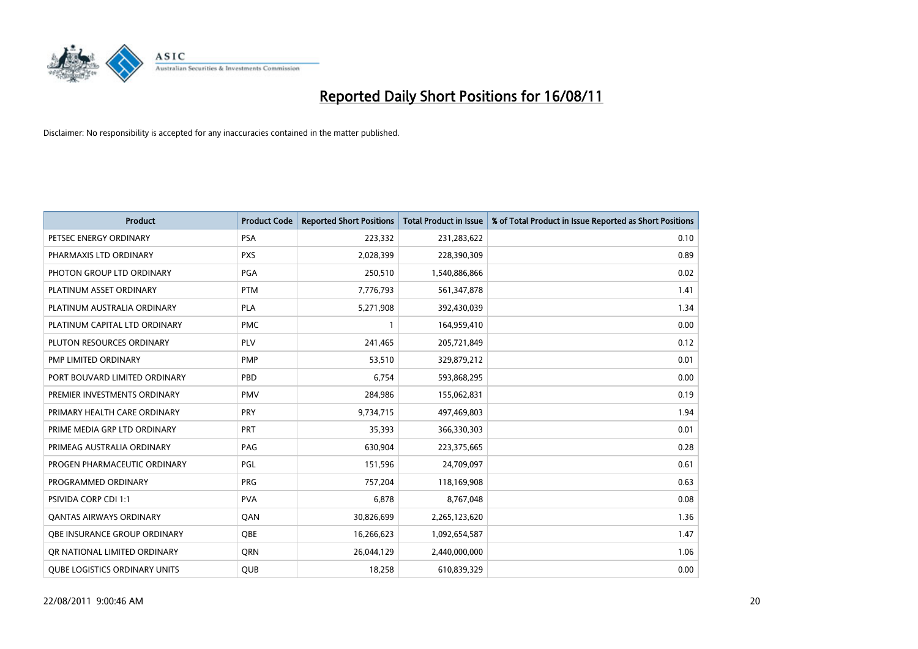# Reported Daily Short Positions for 16/08/11

Disclaimer: No responsibility is accepted for any inaccuracies contained in the matter published.

| Product | Product Code | Reported Short Positions | Total Product in Issue | % of Total Product in Issue Reported as Short Positions |
|---|---|---|---|---|
| PETSEC ENERGY ORDINARY | PSA | 223,332 | 231,283,622 | 0.10 |
| PHARMAXIS LTD ORDINARY | PXS | 2,028,399 | 228,390,309 | 0.89 |
| PHOTON GROUP LTD ORDINARY | PGA | 250,510 | 1,540,886,866 | 0.02 |
| PLATINUM ASSET ORDINARY | PTM | 7,776,793 | 561,347,878 | 1.41 |
| PLATINUM AUSTRALIA ORDINARY | PLA | 5,271,908 | 392,430,039 | 1.34 |
| PLATINUM CAPITAL LTD ORDINARY | PMC | 1 | 164,959,410 | 0.00 |
| PLUTON RESOURCES ORDINARY | PLV | 241,465 | 205,721,849 | 0.12 |
| PMP LIMITED ORDINARY | PMP | 53,510 | 329,879,212 | 0.01 |
| PORT BOUVARD LIMITED ORDINARY | PBD | 6,754 | 593,868,295 | 0.00 |
| PREMIER INVESTMENTS ORDINARY | PMV | 284,986 | 155,062,831 | 0.19 |
| PRIMARY HEALTH CARE ORDINARY | PRY | 9,734,715 | 497,469,803 | 1.94 |
| PRIME MEDIA GRP LTD ORDINARY | PRT | 35,393 | 366,330,303 | 0.01 |
| PRIMEAG AUSTRALIA ORDINARY | PAG | 630,904 | 223,375,665 | 0.28 |
| PROGEN PHARMACEUTIC ORDINARY | PGL | 151,596 | 24,709,097 | 0.61 |
| PROGRAMMED ORDINARY | PRG | 757,204 | 118,169,908 | 0.63 |
| PSIVIDA CORP CDI 1:1 | PVA | 6,878 | 8,767,048 | 0.08 |
| QANTAS AIRWAYS ORDINARY | QAN | 30,826,699 | 2,265,123,620 | 1.36 |
| QBE INSURANCE GROUP ORDINARY | QBE | 16,266,623 | 1,092,654,587 | 1.47 |
| QR NATIONAL LIMITED ORDINARY | QRN | 26,044,129 | 2,440,000,000 | 1.06 |
| QUBE LOGISTICS ORDINARY UNITS | QUB | 18,258 | 610,839,329 | 0.00 |

22/08/2011 9:00:46 AM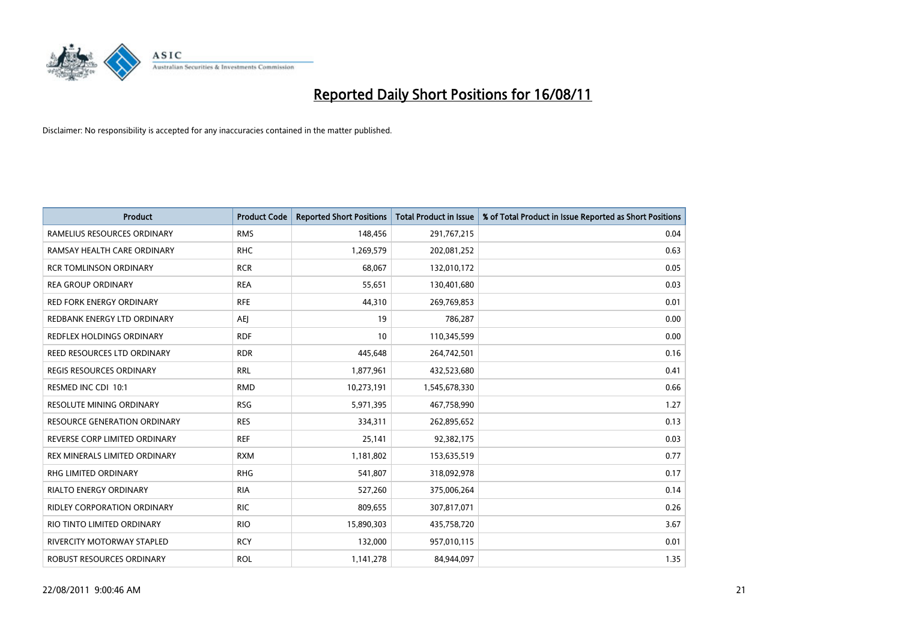# Reported Daily Short Positions for 16/08/11

Disclaimer: No responsibility is accepted for any inaccuracies contained in the matter published.

| Product | Product Code | Reported Short Positions | Total Product in Issue | % of Total Product in Issue Reported as Short Positions |
|---|---|---|---|---|
| RAMELIUS RESOURCES ORDINARY | RMS | 148,456 | 291,767,215 | 0.04 |
| RAMSAY HEALTH CARE ORDINARY | RHC | 1,269,579 | 202,081,252 | 0.63 |
| RCR TOMLINSON ORDINARY | RCR | 68,067 | 132,010,172 | 0.05 |
| REA GROUP ORDINARY | REA | 55,651 | 130,401,680 | 0.03 |
| RED FORK ENERGY ORDINARY | RFE | 44,310 | 269,769,853 | 0.01 |
| REDBANK ENERGY LTD ORDINARY | AEJ | 19 | 786,287 | 0.00 |
| REDFLEX HOLDINGS ORDINARY | RDF | 10 | 110,345,599 | 0.00 |
| REED RESOURCES LTD ORDINARY | RDR | 445,648 | 264,742,501 | 0.16 |
| REGIS RESOURCES ORDINARY | RRL | 1,877,961 | 432,523,680 | 0.41 |
| RESMED INC CDI 10:1 | RMD | 10,273,191 | 1,545,678,330 | 0.66 |
| RESOLUTE MINING ORDINARY | RSG | 5,971,395 | 467,758,990 | 1.27 |
| RESOURCE GENERATION ORDINARY | RES | 334,311 | 262,895,652 | 0.13 |
| REVERSE CORP LIMITED ORDINARY | REF | 25,141 | 92,382,175 | 0.03 |
| REX MINERALS LIMITED ORDINARY | RXM | 1,181,802 | 153,635,519 | 0.77 |
| RHG LIMITED ORDINARY | RHG | 541,807 | 318,092,978 | 0.17 |
| RIALTO ENERGY ORDINARY | RIA | 527,260 | 375,006,264 | 0.14 |
| RIDLEY CORPORATION ORDINARY | RIC | 809,655 | 307,817,071 | 0.26 |
| RIO TINTO LIMITED ORDINARY | RIO | 15,890,303 | 435,758,720 | 3.67 |
| RIVERCITY MOTORWAY STAPLED | RCY | 132,000 | 957,010,115 | 0.01 |
| ROBUST RESOURCES ORDINARY | ROL | 1,141,278 | 84,944,097 | 1.35 |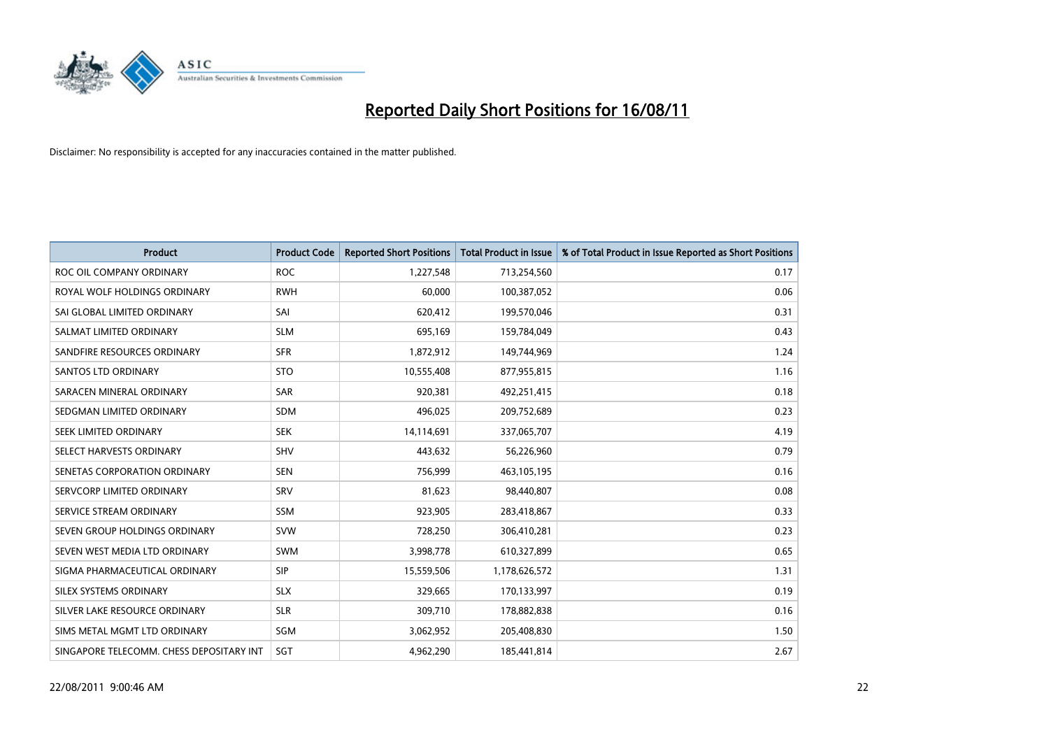# Reported Daily Short Positions for 16/08/11

Disclaimer: No responsibility is accepted for any inaccuracies contained in the matter published.

| Product | Product Code | Reported Short Positions | Total Product in Issue | % of Total Product in Issue Reported as Short Positions |
|---|---|---|---|---|
| ROC OIL COMPANY ORDINARY | ROC | 1,227,548 | 713,254,560 | 0.17 |
| ROYAL WOLF HOLDINGS ORDINARY | RWH | 60,000 | 100,387,052 | 0.06 |
| SAI GLOBAL LIMITED ORDINARY | SAI | 620,412 | 199,570,046 | 0.31 |
| SALMAT LIMITED ORDINARY | SLM | 695,169 | 159,784,049 | 0.43 |
| SANDFIRE RESOURCES ORDINARY | SFR | 1,872,912 | 149,744,969 | 1.24 |
| SANTOS LTD ORDINARY | STO | 10,555,408 | 877,955,815 | 1.16 |
| SARACEN MINERAL ORDINARY | SAR | 920,381 | 492,251,415 | 0.18 |
| SEDGMAN LIMITED ORDINARY | SDM | 496,025 | 209,752,689 | 0.23 |
| SEEK LIMITED ORDINARY | SEK | 14,114,691 | 337,065,707 | 4.19 |
| SELECT HARVESTS ORDINARY | SHV | 443,632 | 56,226,960 | 0.79 |
| SENETAS CORPORATION ORDINARY | SEN | 756,999 | 463,105,195 | 0.16 |
| SERVCORP LIMITED ORDINARY | SRV | 81,623 | 98,440,807 | 0.08 |
| SERVICE STREAM ORDINARY | SSM | 923,905 | 283,418,867 | 0.33 |
| SEVEN GROUP HOLDINGS ORDINARY | SVW | 728,250 | 306,410,281 | 0.23 |
| SEVEN WEST MEDIA LTD ORDINARY | SWM | 3,998,778 | 610,327,899 | 0.65 |
| SIGMA PHARMACEUTICAL ORDINARY | SIP | 15,559,506 | 1,178,626,572 | 1.31 |
| SILEX SYSTEMS ORDINARY | SLX | 329,665 | 170,133,997 | 0.19 |
| SILVER LAKE RESOURCE ORDINARY | SLR | 309,710 | 178,882,838 | 0.16 |
| SIMS METAL MGMT LTD ORDINARY | SGM | 3,062,952 | 205,408,830 | 1.50 |
| SINGAPORE TELECOMM. CHESS DEPOSITARY INT | SGT | 4,962,290 | 185,441,814 | 2.67 |

22/08/2011 9:00:46 AM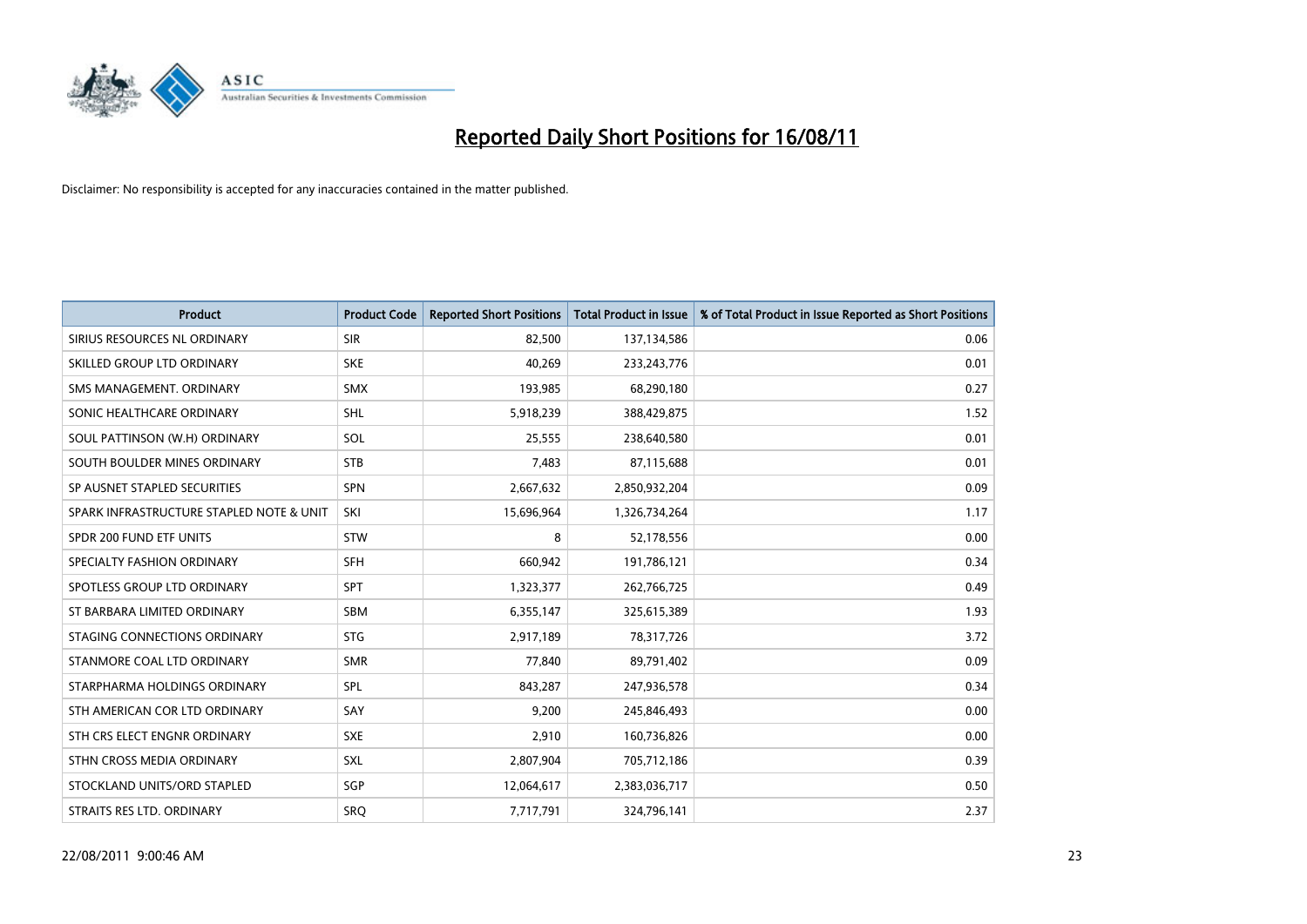# Reported Daily Short Positions for 16/08/11

Disclaimer: No responsibility is accepted for any inaccuracies contained in the matter published.

| Product | Product Code | Reported Short Positions | Total Product in Issue | % of Total Product in Issue Reported as Short Positions |
|---|---|---|---|---|
| SIRIUS RESOURCES NL ORDINARY | SIR | 82,500 | 137,134,586 | 0.06 |
| SKILLED GROUP LTD ORDINARY | SKE | 40,269 | 233,243,776 | 0.01 |
| SMS MANAGEMENT. ORDINARY | SMX | 193,985 | 68,290,180 | 0.27 |
| SONIC HEALTHCARE ORDINARY | SHL | 5,918,239 | 388,429,875 | 1.52 |
| SOUL PATTINSON (W.H) ORDINARY | SOL | 25,555 | 238,640,580 | 0.01 |
| SOUTH BOULDER MINES ORDINARY | STB | 7,483 | 87,115,688 | 0.01 |
| SP AUSNET STAPLED SECURITIES | SPN | 2,667,632 | 2,850,932,204 | 0.09 |
| SPARK INFRASTRUCTURE STAPLED NOTE & UNIT | SKI | 15,696,964 | 1,326,734,264 | 1.17 |
| SPDR 200 FUND ETF UNITS | STW | 8 | 52,178,556 | 0.00 |
| SPECIALTY FASHION ORDINARY | SFH | 660,942 | 191,786,121 | 0.34 |
| SPOTLESS GROUP LTD ORDINARY | SPT | 1,323,377 | 262,766,725 | 0.49 |
| ST BARBARA LIMITED ORDINARY | SBM | 6,355,147 | 325,615,389 | 1.93 |
| STAGING CONNECTIONS ORDINARY | STG | 2,917,189 | 78,317,726 | 3.72 |
| STANMORE COAL LTD ORDINARY | SMR | 77,840 | 89,791,402 | 0.09 |
| STARPHARMA HOLDINGS ORDINARY | SPL | 843,287 | 247,936,578 | 0.34 |
| STH AMERICAN COR LTD ORDINARY | SAY | 9,200 | 245,846,493 | 0.00 |
| STH CRS ELECT ENGNR ORDINARY | SXE | 2,910 | 160,736,826 | 0.00 |
| STHN CROSS MEDIA ORDINARY | SXL | 2,807,904 | 705,712,186 | 0.39 |
| STOCKLAND UNITS/ORD STAPLED | SGP | 12,064,617 | 2,383,036,717 | 0.50 |
| STRAITS RES LTD. ORDINARY | SRQ | 7,717,791 | 324,796,141 | 2.37 |

22/08/2011 9:00:46 AM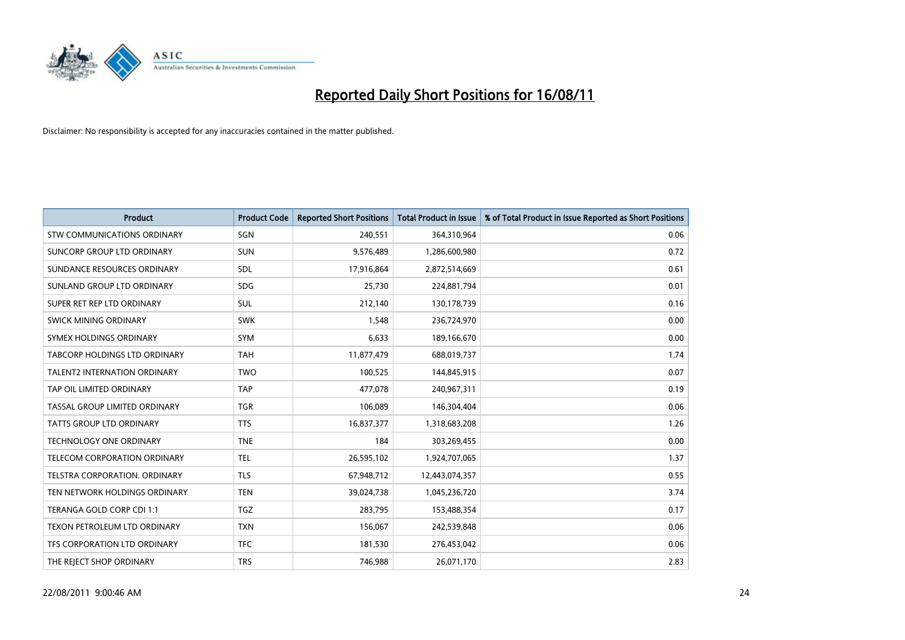# Reported Daily Short Positions for 16/08/11

Disclaimer: No responsibility is accepted for any inaccuracies contained in the matter published.

| Product | Product Code | Reported Short Positions | Total Product in Issue | % of Total Product in Issue Reported as Short Positions |
|---|---|---|---|---|
| STW COMMUNICATIONS ORDINARY | SGN | 240,551 | 364,310,964 | 0.06 |
| SUNCORP GROUP LTD ORDINARY | SUN | 9,576,489 | 1,286,600,980 | 0.72 |
| SUNDANCE RESOURCES ORDINARY | SDL | 17,916,864 | 2,872,514,669 | 0.61 |
| SUNLAND GROUP LTD ORDINARY | SDG | 25,730 | 224,881,794 | 0.01 |
| SUPER RET REP LTD ORDINARY | SUL | 212,140 | 130,178,739 | 0.16 |
| SWICK MINING ORDINARY | SWK | 1,548 | 236,724,970 | 0.00 |
| SYMEX HOLDINGS ORDINARY | SYM | 6,633 | 189,166,670 | 0.00 |
| TABCORP HOLDINGS LTD ORDINARY | TAH | 11,877,479 | 688,019,737 | 1.74 |
| TALENT2 INTERNATION ORDINARY | TWO | 100,525 | 144,845,915 | 0.07 |
| TAP OIL LIMITED ORDINARY | TAP | 477,078 | 240,967,311 | 0.19 |
| TASSAL GROUP LIMITED ORDINARY | TGR | 106,089 | 146,304,404 | 0.06 |
| TATTS GROUP LTD ORDINARY | TTS | 16,837,377 | 1,318,683,208 | 1.26 |
| TECHNOLOGY ONE ORDINARY | TNE | 184 | 303,269,455 | 0.00 |
| TELECOM CORPORATION ORDINARY | TEL | 26,595,102 | 1,924,707,065 | 1.37 |
| TELSTRA CORPORATION. ORDINARY | TLS | 67,948,712 | 12,443,074,357 | 0.55 |
| TEN NETWORK HOLDINGS ORDINARY | TEN | 39,024,738 | 1,045,236,720 | 3.74 |
| TERANGA GOLD CORP CDI 1:1 | TGZ | 283,795 | 153,488,354 | 0.17 |
| TEXON PETROLEUM LTD ORDINARY | TXN | 156,067 | 242,539,848 | 0.06 |
| TFS CORPORATION LTD ORDINARY | TFC | 181,530 | 276,453,042 | 0.06 |
| THE REJECT SHOP ORDINARY | TRS | 746,988 | 26,071,170 | 2.83 |

22/08/2011 9:00:46 AM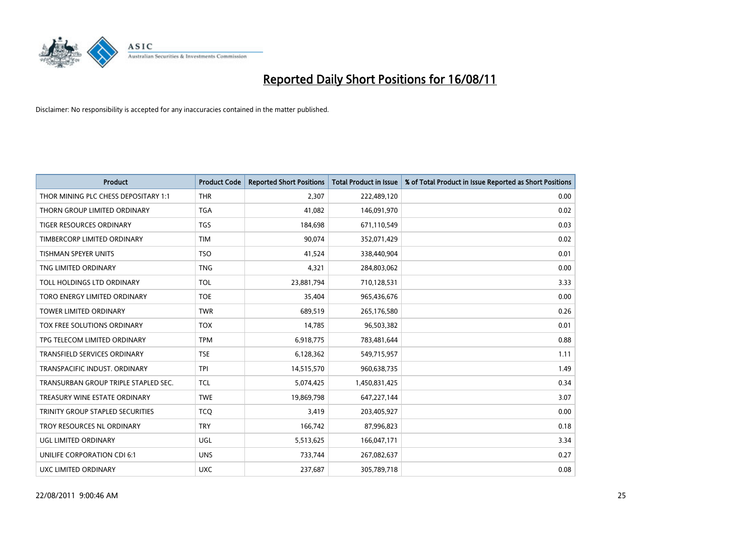# Reported Daily Short Positions for 16/08/11

Disclaimer: No responsibility is accepted for any inaccuracies contained in the matter published.

| Product | Product Code | Reported Short Positions | Total Product in Issue | % of Total Product in Issue Reported as Short Positions |
|---|---|---|---|---|
| THOR MINING PLC CHESS DEPOSITARY 1:1 | THR | 2,307 | 222,489,120 | 0.00 |
| THORN GROUP LIMITED ORDINARY | TGA | 41,082 | 146,091,970 | 0.02 |
| TIGER RESOURCES ORDINARY | TGS | 184,698 | 671,110,549 | 0.03 |
| TIMBERCORP LIMITED ORDINARY | TIM | 90,074 | 352,071,429 | 0.02 |
| TISHMAN SPEYER UNITS | TSO | 41,524 | 338,440,904 | 0.01 |
| TNG LIMITED ORDINARY | TNG | 4,321 | 284,803,062 | 0.00 |
| TOLL HOLDINGS LTD ORDINARY | TOL | 23,881,794 | 710,128,531 | 3.33 |
| TORO ENERGY LIMITED ORDINARY | TOE | 35,404 | 965,436,676 | 0.00 |
| TOWER LIMITED ORDINARY | TWR | 689,519 | 265,176,580 | 0.26 |
| TOX FREE SOLUTIONS ORDINARY | TOX | 14,785 | 96,503,382 | 0.01 |
| TPG TELECOM LIMITED ORDINARY | TPM | 6,918,775 | 783,481,644 | 0.88 |
| TRANSFIELD SERVICES ORDINARY | TSE | 6,128,362 | 549,715,957 | 1.11 |
| TRANSPACIFIC INDUST. ORDINARY | TPI | 14,515,570 | 960,638,735 | 1.49 |
| TRANSURBAN GROUP TRIPLE STAPLED SEC. | TCL | 5,074,425 | 1,450,831,425 | 0.34 |
| TREASURY WINE ESTATE ORDINARY | TWE | 19,869,798 | 647,227,144 | 3.07 |
| TRINITY GROUP STAPLED SECURITIES | TCQ | 3,419 | 203,405,927 | 0.00 |
| TROY RESOURCES NL ORDINARY | TRY | 166,742 | 87,996,823 | 0.18 |
| UGL LIMITED ORDINARY | UGL | 5,513,625 | 166,047,171 | 3.34 |
| UNILIFE CORPORATION CDI 6:1 | UNS | 733,744 | 267,082,637 | 0.27 |
| UXC LIMITED ORDINARY | UXC | 237,687 | 305,789,718 | 0.08 |

22/08/2011 9:00:46 AM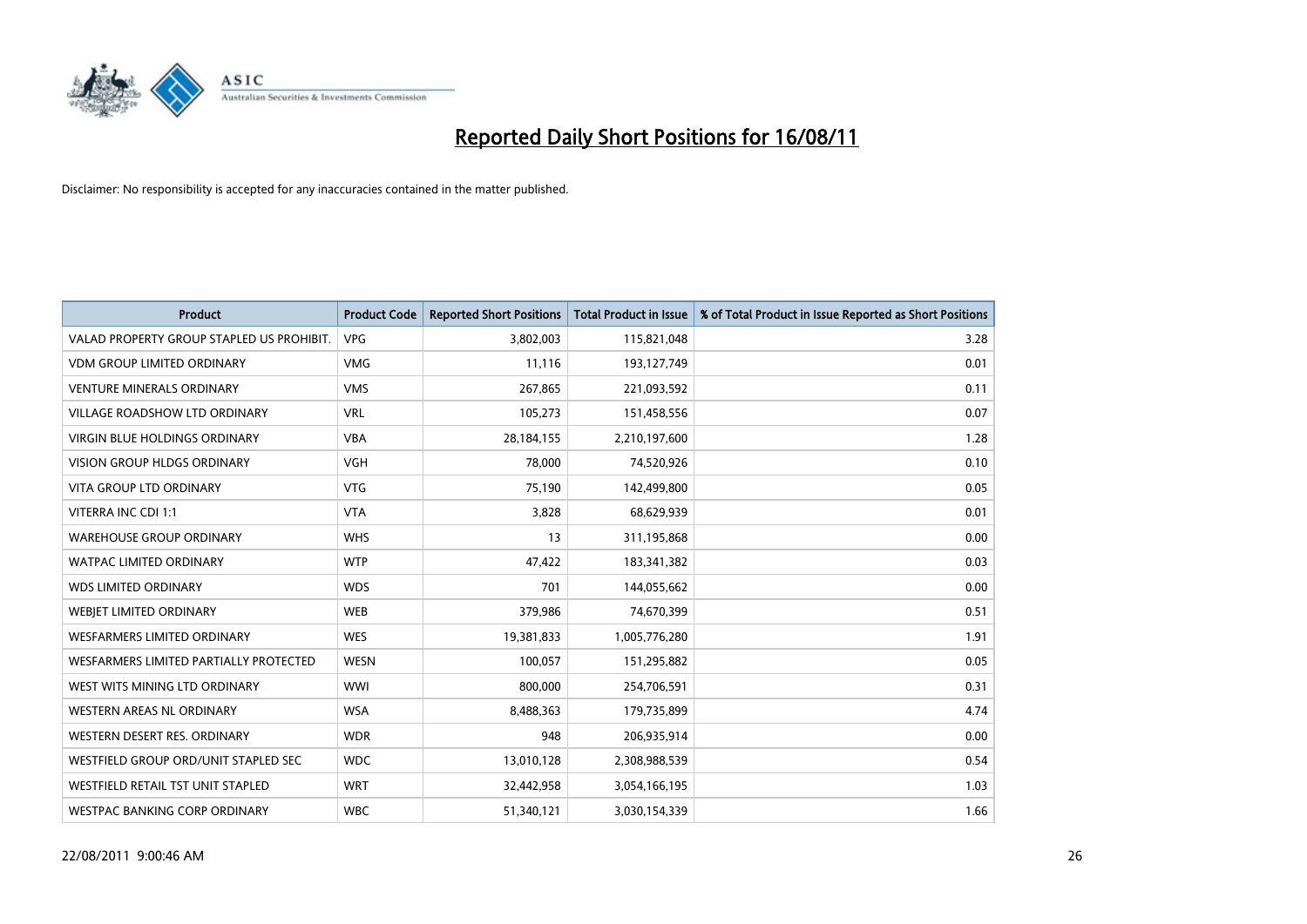# Reported Daily Short Positions for 16/08/11

Disclaimer: No responsibility is accepted for any inaccuracies contained in the matter published.

| Product | Product Code | Reported Short Positions | Total Product in Issue | % of Total Product in Issue Reported as Short Positions |
|---|---|---|---|---|
| VALAD PROPERTY GROUP STAPLED US PROHIBIT. | VPG | 3,802,003 | 115,821,048 | 3.28 |
| VDM GROUP LIMITED ORDINARY | VMG | 11,116 | 193,127,749 | 0.01 |
| VENTURE MINERALS ORDINARY | VMS | 267,865 | 221,093,592 | 0.11 |
| VILLAGE ROADSHOW LTD ORDINARY | VRL | 105,273 | 151,458,556 | 0.07 |
| VIRGIN BLUE HOLDINGS ORDINARY | VBA | 28,184,155 | 2,210,197,600 | 1.28 |
| VISION GROUP HLDGS ORDINARY | VGH | 78,000 | 74,520,926 | 0.10 |
| VITA GROUP LTD ORDINARY | VTG | 75,190 | 142,499,800 | 0.05 |
| VITERRA INC CDI 1:1 | VTA | 3,828 | 68,629,939 | 0.01 |
| WAREHOUSE GROUP ORDINARY | WHS | 13 | 311,195,868 | 0.00 |
| WATPAC LIMITED ORDINARY | WTP | 47,422 | 183,341,382 | 0.03 |
| WDS LIMITED ORDINARY | WDS | 701 | 144,055,662 | 0.00 |
| WEBJET LIMITED ORDINARY | WEB | 379,986 | 74,670,399 | 0.51 |
| WESFARMERS LIMITED ORDINARY | WES | 19,381,833 | 1,005,776,280 | 1.91 |
| WESFARMERS LIMITED PARTIALLY PROTECTED | WESN | 100,057 | 151,295,882 | 0.05 |
| WEST WITS MINING LTD ORDINARY | WWI | 800,000 | 254,706,591 | 0.31 |
| WESTERN AREAS NL ORDINARY | WSA | 8,488,363 | 179,735,899 | 4.74 |
| WESTERN DESERT RES. ORDINARY | WDR | 948 | 206,935,914 | 0.00 |
| WESTFIELD GROUP ORD/UNIT STAPLED SEC | WDC | 13,010,128 | 2,308,988,539 | 0.54 |
| WESTFIELD RETAIL TST UNIT STAPLED | WRT | 32,442,958 | 3,054,166,195 | 1.03 |
| WESTPAC BANKING CORP ORDINARY | WBC | 51,340,121 | 3,030,154,339 | 1.66 |

22/08/2011 9:00:46 AM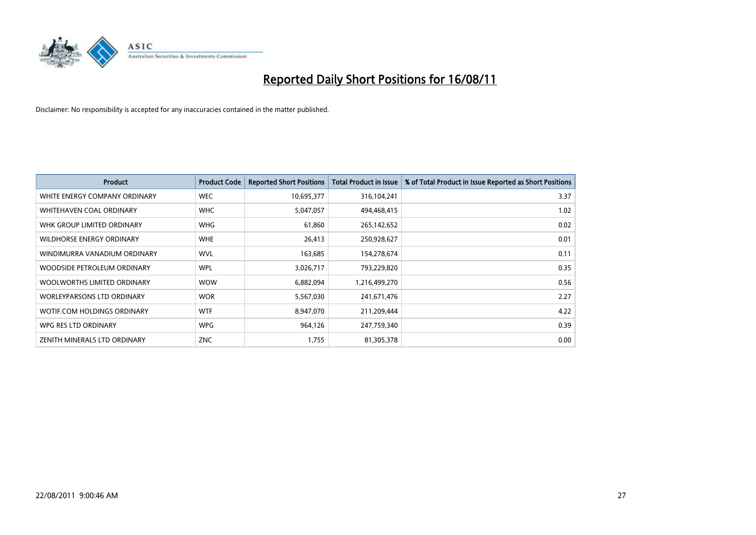# Reported Daily Short Positions for 16/08/11

Disclaimer: No responsibility is accepted for any inaccuracies contained in the matter published.

| Product | Product Code | Reported Short Positions | Total Product in Issue | % of Total Product in Issue Reported as Short Positions |
|---|---|---|---|---|
| WHITE ENERGY COMPANY ORDINARY | WEC | 10,695,377 | 316,104,241 | 3.37 |
| WHITEHAVEN COAL ORDINARY | WHC | 5,047,057 | 494,468,415 | 1.02 |
| WHK GROUP LIMITED ORDINARY | WHG | 61,860 | 265,142,652 | 0.02 |
| WILDHORSE ENERGY ORDINARY | WHE | 26,413 | 250,928,627 | 0.01 |
| WINDIMURRA VANADIUM ORDINARY | WVL | 163,685 | 154,278,674 | 0.11 |
| WOODSIDE PETROLEUM ORDINARY | WPL | 3,026,717 | 793,229,820 | 0.35 |
| WOOLWORTHS LIMITED ORDINARY | WOW | 6,882,094 | 1,216,499,270 | 0.56 |
| WORLEYPARSONS LTD ORDINARY | WOR | 5,567,030 | 241,671,476 | 2.27 |
| WOTIF.COM HOLDINGS ORDINARY | WTF | 8,947,070 | 211,209,444 | 4.22 |
| WPG RES LTD ORDINARY | WPG | 964,126 | 247,759,340 | 0.39 |
| ZENITH MINERALS LTD ORDINARY | ZNC | 1,755 | 81,305,378 | 0.00 |

22/08/2011 9:00:46 AM